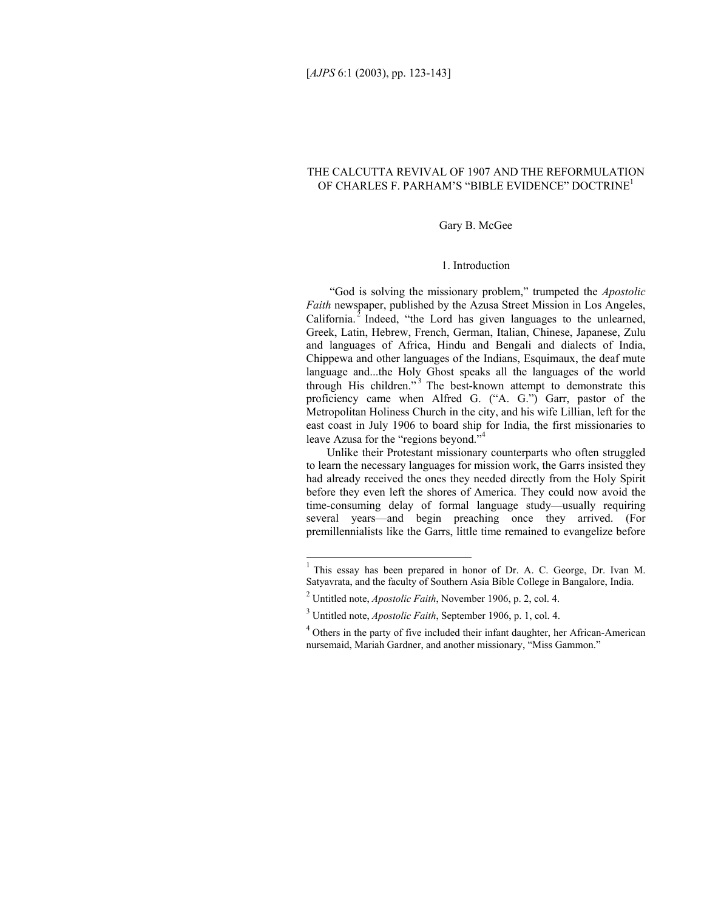# THE CALCUTTA REVIVAL OF 1907 AND THE REFORMULATION OF CHARLES F. PARHAM'S "BIBLE EVIDENCE" DOCTRINE[1]

Gary B. McGee

## 1. Introduction

"God is solving the missionary problem," trumpeted the *Apostolic Faith* newspaper, published by the Azusa Street Mission in Los Angeles, California.[2] Indeed, "the Lord has given languages to the unlearned, Greek, Latin, Hebrew, French, German, Italian, Chinese, Japanese, Zulu and languages of Africa, Hindu and Bengali and dialects of India, Chippewa and other languages of the Indians, Esquimaux, the deaf mute language and...the Holy Ghost speaks all the languages of the world through His children."[3] The best-known attempt to demonstrate this proficiency came when Alfred G. ("A. G.") Garr, pastor of the Metropolitan Holiness Church in the city, and his wife Lillian, left for the east coast in July 1906 to board ship for India, the first missionaries to leave Azusa for the "regions beyond."[4]

Unlike their Protestant missionary counterparts who often struggled to learn the necessary languages for mission work, the Garrs insisted they had already received the ones they needed directly from the Holy Spirit before they even left the shores of America. They could now avoid the time-consuming delay of formal language study—usually requiring several years—and begin preaching once they arrived. (For premillennialists like the Garrs, little time remained to evangelize before

---

[1] This essay has been prepared in honor of Dr. A. C. George, Dr. Ivan M. Satyavrata, and the faculty of Southern Asia Bible College in Bangalore, India.

[2] Untitled note, *Apostolic Faith*, November 1906, p. 2, col. 4.

[3] Untitled note, *Apostolic Faith*, September 1906, p. 1, col. 4.

[4] Others in the party of five included their infant daughter, her African-American nursemaid, Mariah Gardner, and another missionary, "Miss Gammon."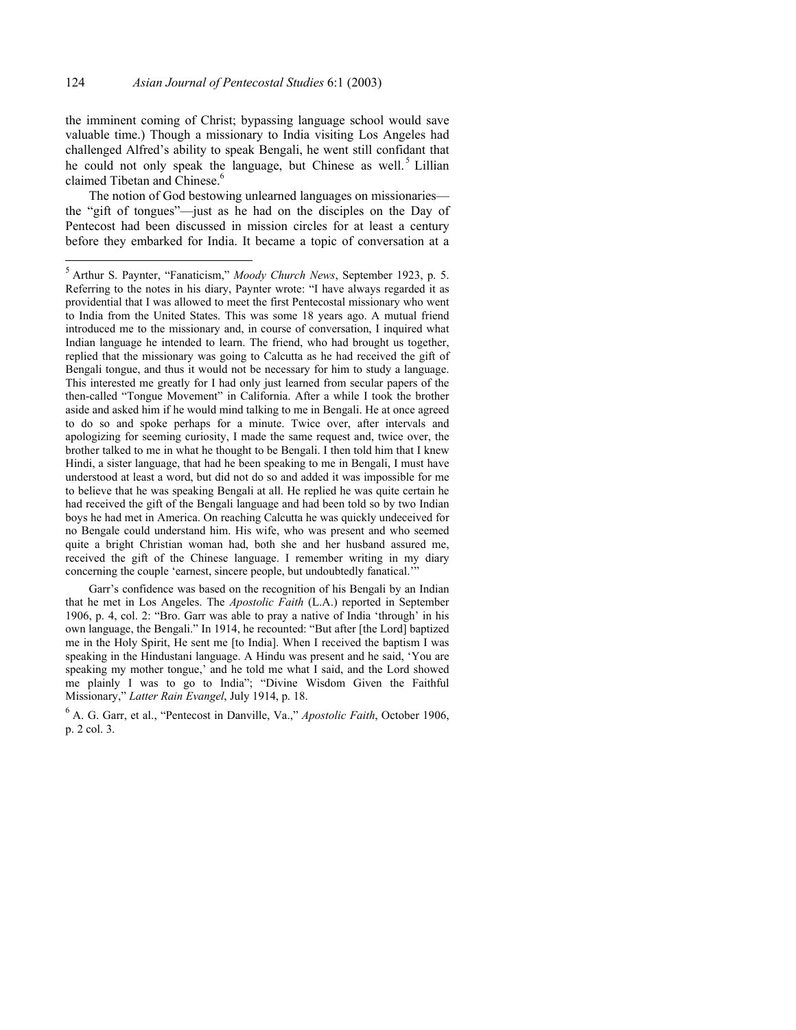the imminent coming of Christ; bypassing language school would save valuable time.) Though a missionary to India visiting Los Angeles had challenged Alfred's ability to speak Bengali, he went still confidant that he could not only speak the language, but Chinese as well.[5] Lillian claimed Tibetan and Chinese.[6]

The notion of God bestowing unlearned languages on missionaries—the "gift of tongues"—just as he had on the disciples on the Day of Pentecost had been discussed in mission circles for at least a century before they embarked for India. It became a topic of conversation at a

---

[5] Arthur S. Paynter, "Fanaticism," *Moody Church News*, September 1923, p. 5. Referring to the notes in his diary, Paynter wrote: "I have always regarded it as providential that I was allowed to meet the first Pentecostal missionary who went to India from the United States. This was some 18 years ago. A mutual friend introduced me to the missionary and, in course of conversation, I inquired what Indian language he intended to learn. The friend, who had brought us together, replied that the missionary was going to Calcutta as he had received the gift of Bengali tongue, and thus it would not be necessary for him to study a language. This interested me greatly for I had only just learned from secular papers of the then-called "Tongue Movement" in California. After a while I took the brother aside and asked him if he would mind talking to me in Bengali. He at once agreed to do so and spoke perhaps for a minute. Twice over, after intervals and apologizing for seeming curiosity, I made the same request and, twice over, the brother talked to me in what he thought to be Bengali. I then told him that I knew Hindi, a sister language, that had he been speaking to me in Bengali, I must have understood at least a word, but did not do so and added it was impossible for me to believe that he was speaking Bengali at all. He replied he was quite certain he had received the gift of the Bengali language and had been told so by two Indian boys he had met in America. On reaching Calcutta he was quickly undeceived for no Bengale could understand him. His wife, who was present and who seemed quite a bright Christian woman had, both she and her husband assured me, received the gift of the Chinese language. I remember writing in my diary concerning the couple 'earnest, sincere people, but undoubtedly fanatical.'"

Garr's confidence was based on the recognition of his Bengali by an Indian that he met in Los Angeles. The *Apostolic Faith* (L.A.) reported in September 1906, p. 4, col. 2: "Bro. Garr was able to pray a native of India 'through' in his own language, the Bengali." In 1914, he recounted: "But after [the Lord] baptized me in the Holy Spirit, He sent me [to India]. When I received the baptism I was speaking in the Hindustani language. A Hindu was present and he said, 'You are speaking my mother tongue,' and he told me what I said, and the Lord showed me plainly I was to go to India"; "Divine Wisdom Given the Faithful Missionary," *Latter Rain Evangel*, July 1914, p. 18.

[6] A. G. Garr, et al., "Pentecost in Danville, Va.," *Apostolic Faith*, October 1906, p. 2 col. 3.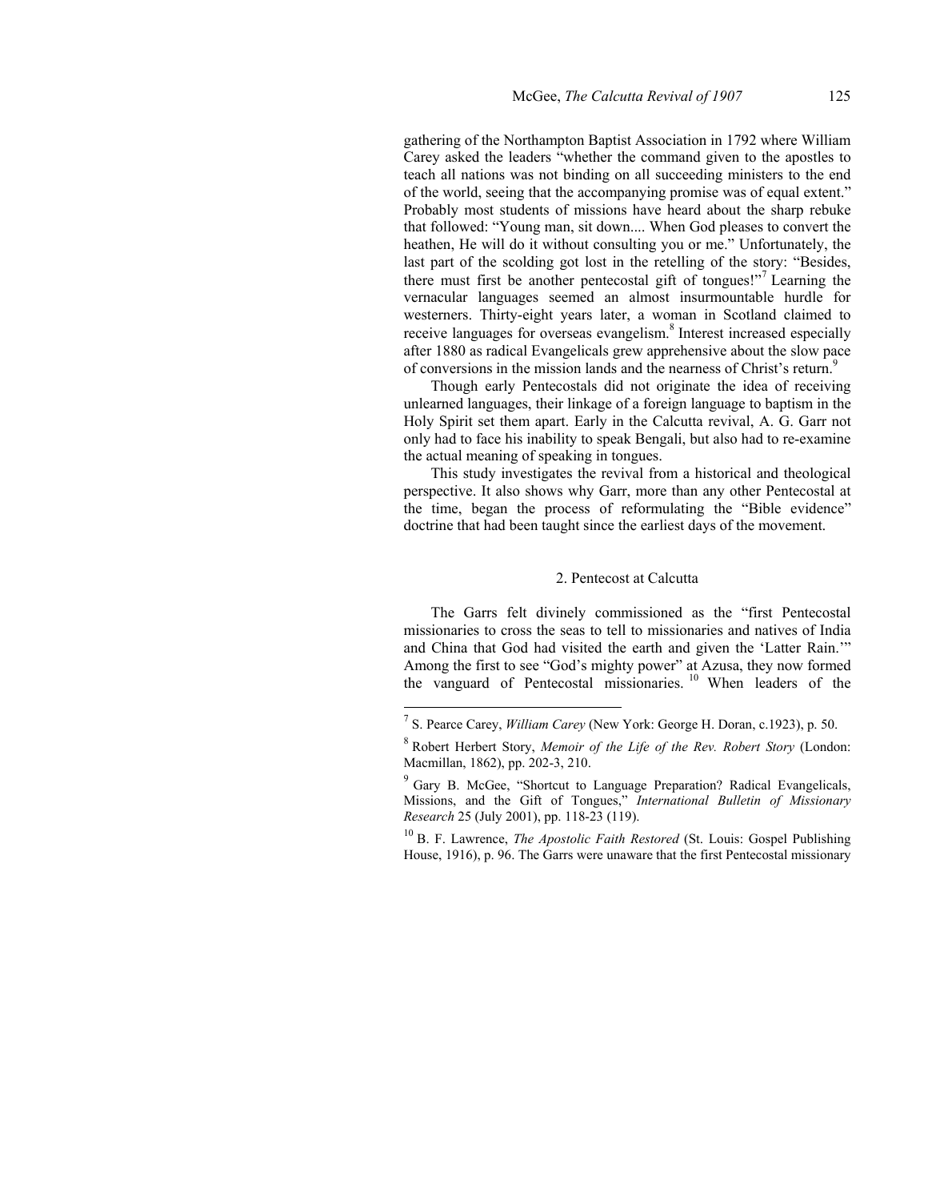gathering of the Northampton Baptist Association in 1792 where William Carey asked the leaders "whether the command given to the apostles to teach all nations was not binding on all succeeding ministers to the end of the world, seeing that the accompanying promise was of equal extent." Probably most students of missions have heard about the sharp rebuke that followed: "Young man, sit down.... When God pleases to convert the heathen, He will do it without consulting you or me." Unfortunately, the last part of the scolding got lost in the retelling of the story: "Besides, there must first be another pentecostal gift of tongues!"[7] Learning the vernacular languages seemed an almost insurmountable hurdle for westerners. Thirty-eight years later, a woman in Scotland claimed to receive languages for overseas evangelism.[8] Interest increased especially after 1880 as radical Evangelicals grew apprehensive about the slow pace of conversions in the mission lands and the nearness of Christ's return.[9]

Though early Pentecostals did not originate the idea of receiving unlearned languages, their linkage of a foreign language to baptism in the Holy Spirit set them apart. Early in the Calcutta revival, A. G. Garr not only had to face his inability to speak Bengali, but also had to re-examine the actual meaning of speaking in tongues.

This study investigates the revival from a historical and theological perspective. It also shows why Garr, more than any other Pentecostal at the time, began the process of reformulating the "Bible evidence" doctrine that had been taught since the earliest days of the movement.

## 2. Pentecost at Calcutta

The Garrs felt divinely commissioned as the "first Pentecostal missionaries to cross the seas to tell to missionaries and natives of India and China that God had visited the earth and given the 'Latter Rain.'" Among the first to see "God's mighty power" at Azusa, they now formed the vanguard of Pentecostal missionaries.[10] When leaders of the

---

[7] S. Pearce Carey, *William Carey* (New York: George H. Doran, c.1923), p. 50.

[8] Robert Herbert Story, *Memoir of the Life of the Rev. Robert Story* (London: Macmillan, 1862), pp. 202-3, 210.

[9] Gary B. McGee, "Shortcut to Language Preparation? Radical Evangelicals, Missions, and the Gift of Tongues," *International Bulletin of Missionary Research* 25 (July 2001), pp. 118-23 (119).

[10] B. F. Lawrence, *The Apostolic Faith Restored* (St. Louis: Gospel Publishing House, 1916), p. 96. The Garrs were unaware that the first Pentecostal missionary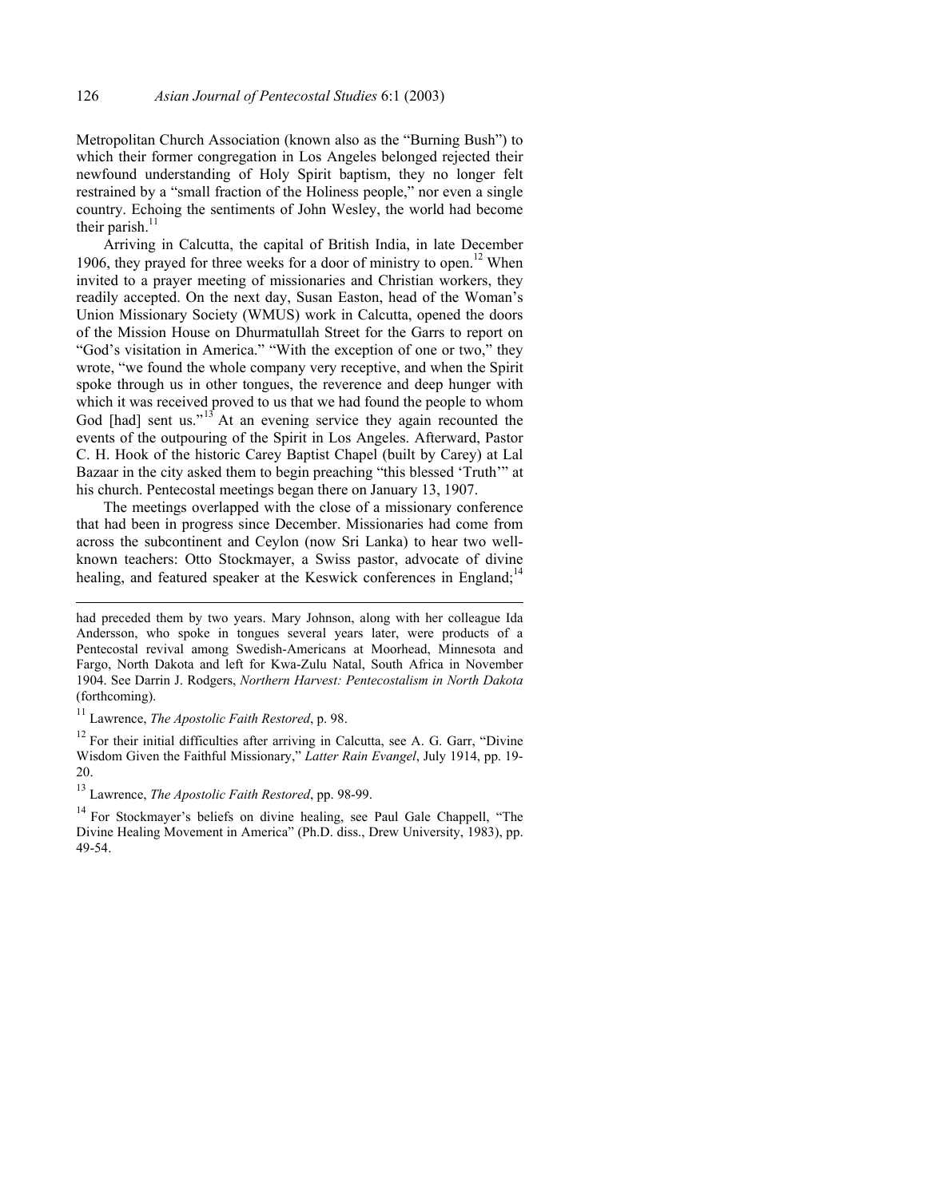Metropolitan Church Association (known also as the "Burning Bush") to which their former congregation in Los Angeles belonged rejected their newfound understanding of Holy Spirit baptism, they no longer felt restrained by a "small fraction of the Holiness people," nor even a single country. Echoing the sentiments of John Wesley, the world had become their parish.[11]

Arriving in Calcutta, the capital of British India, in late December 1906, they prayed for three weeks for a door of ministry to open.[12] When invited to a prayer meeting of missionaries and Christian workers, they readily accepted. On the next day, Susan Easton, head of the Woman's Union Missionary Society (WMUS) work in Calcutta, opened the doors of the Mission House on Dhurmatullah Street for the Garrs to report on "God's visitation in America." "With the exception of one or two," they wrote, "we found the whole company very receptive, and when the Spirit spoke through us in other tongues, the reverence and deep hunger with which it was received proved to us that we had found the people to whom God [had] sent us."[13] At an evening service they again recounted the events of the outpouring of the Spirit in Los Angeles. Afterward, Pastor C. H. Hook of the historic Carey Baptist Chapel (built by Carey) at Lal Bazaar in the city asked them to begin preaching "this blessed 'Truth'" at his church. Pentecostal meetings began there on January 13, 1907.

The meetings overlapped with the close of a missionary conference that had been in progress since December. Missionaries had come from across the subcontinent and Ceylon (now Sri Lanka) to hear two well-known teachers: Otto Stockmayer, a Swiss pastor, advocate of divine healing, and featured speaker at the Keswick conferences in England;[14]

---

had preceded them by two years. Mary Johnson, along with her colleague Ida Andersson, who spoke in tongues several years later, were products of a Pentecostal revival among Swedish-Americans at Moorhead, Minnesota and Fargo, North Dakota and left for Kwa-Zulu Natal, South Africa in November 1904. See Darrin J. Rodgers, *Northern Harvest: Pentecostalism in North Dakota* (forthcoming).

[11] Lawrence, *The Apostolic Faith Restored*, p. 98.

[12] For their initial difficulties after arriving in Calcutta, see A. G. Garr, "Divine Wisdom Given the Faithful Missionary," *Latter Rain Evangel*, July 1914, pp. 19-20.

[13] Lawrence, *The Apostolic Faith Restored*, pp. 98-99.

[14] For Stockmayer's beliefs on divine healing, see Paul Gale Chappell, "The Divine Healing Movement in America" (Ph.D. diss., Drew University, 1983), pp. 49-54.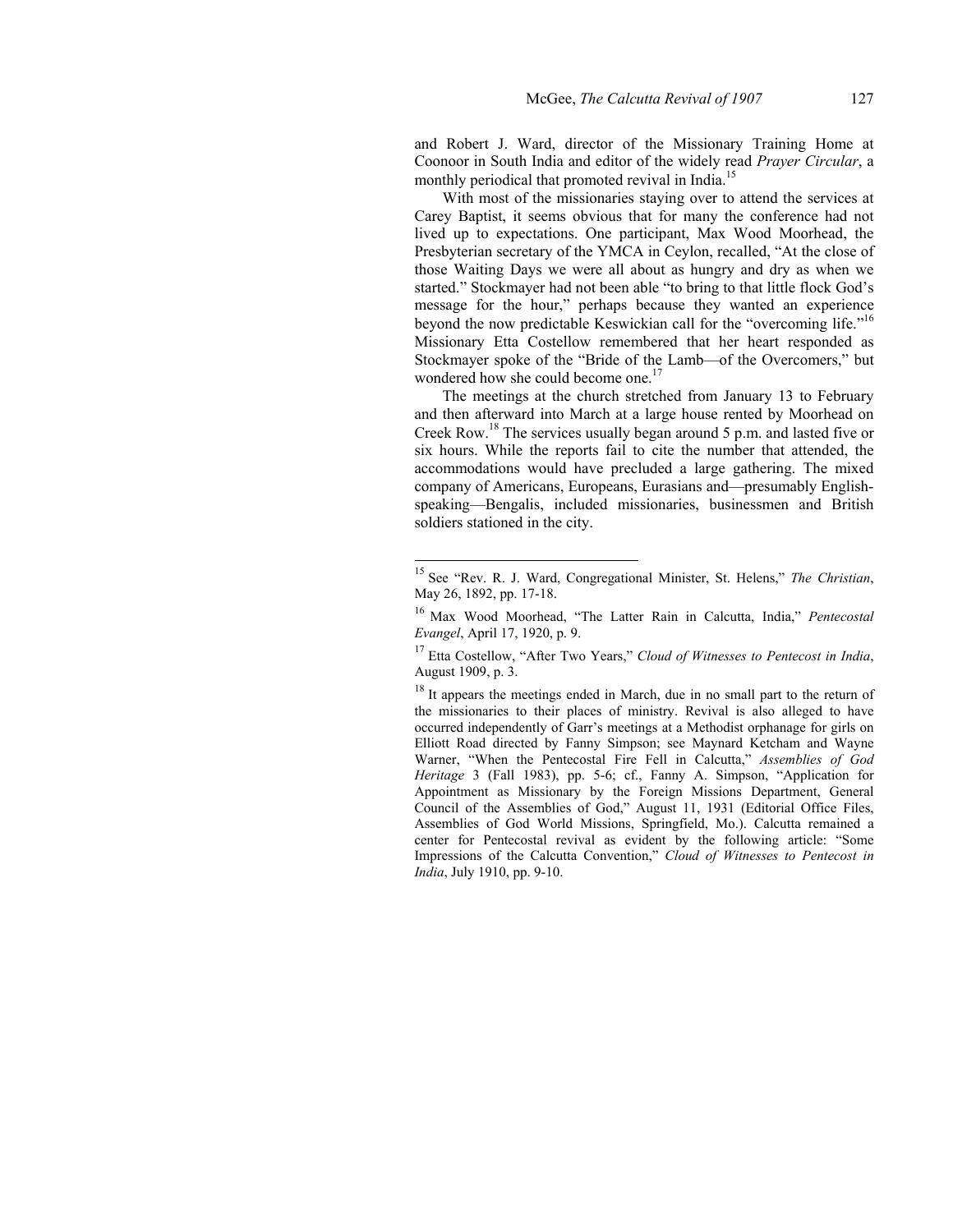and Robert J. Ward, director of the Missionary Training Home at Coonoor in South India and editor of the widely read *Prayer Circular*, a monthly periodical that promoted revival in India.[15]

With most of the missionaries staying over to attend the services at Carey Baptist, it seems obvious that for many the conference had not lived up to expectations. One participant, Max Wood Moorhead, the Presbyterian secretary of the YMCA in Ceylon, recalled, "At the close of those Waiting Days we were all about as hungry and dry as when we started." Stockmayer had not been able "to bring to that little flock God's message for the hour," perhaps because they wanted an experience beyond the now predictable Keswickian call for the "overcoming life."[16] Missionary Etta Costellow remembered that her heart responded as Stockmayer spoke of the "Bride of the Lamb—of the Overcomers," but wondered how she could become one.[17]

The meetings at the church stretched from January 13 to February and then afterward into March at a large house rented by Moorhead on Creek Row.[18] The services usually began around 5 p.m. and lasted five or six hours. While the reports fail to cite the number that attended, the accommodations would have precluded a large gathering. The mixed company of Americans, Europeans, Eurasians and—presumably English-speaking—Bengalis, included missionaries, businessmen and British soldiers stationed in the city.

---

[15] See "Rev. R. J. Ward, Congregational Minister, St. Helens," *The Christian*, May 26, 1892, pp. 17-18.

[16] Max Wood Moorhead, "The Latter Rain in Calcutta, India," *Pentecostal Evangel*, April 17, 1920, p. 9.

[17] Etta Costellow, "After Two Years," *Cloud of Witnesses to Pentecost in India*, August 1909, p. 3.

[18] It appears the meetings ended in March, due in no small part to the return of the missionaries to their places of ministry. Revival is also alleged to have occurred independently of Garr's meetings at a Methodist orphanage for girls on Elliott Road directed by Fanny Simpson; see Maynard Ketcham and Wayne Warner, "When the Pentecostal Fire Fell in Calcutta," *Assemblies of God Heritage* 3 (Fall 1983), pp. 5-6; cf., Fanny A. Simpson, "Application for Appointment as Missionary by the Foreign Missions Department, General Council of the Assemblies of God," August 11, 1931 (Editorial Office Files, Assemblies of God World Missions, Springfield, Mo.). Calcutta remained a center for Pentecostal revival as evident by the following article: "Some Impressions of the Calcutta Convention," *Cloud of Witnesses to Pentecost in India*, July 1910, pp. 9-10.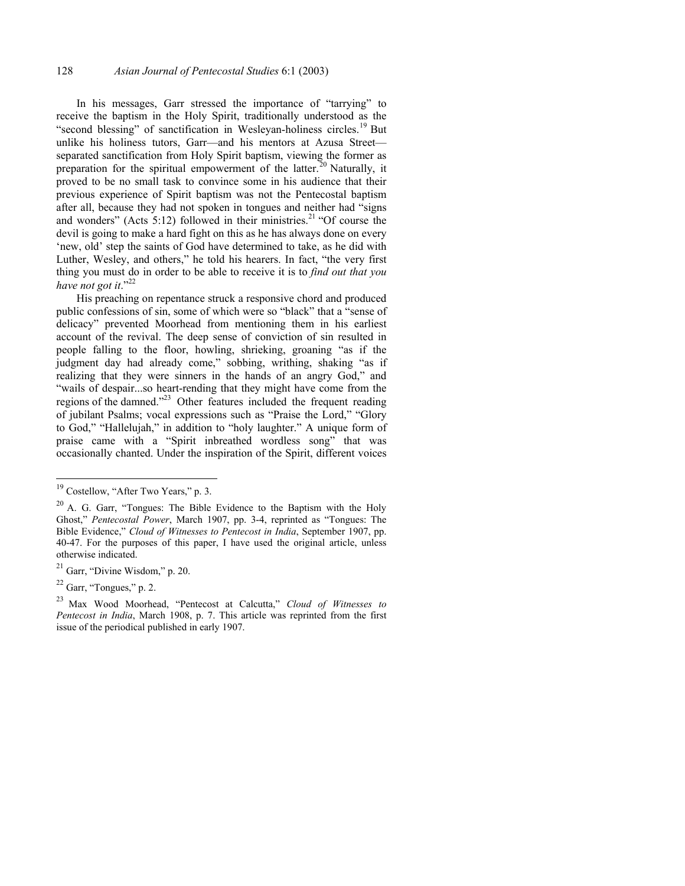In his messages, Garr stressed the importance of "tarrying" to receive the baptism in the Holy Spirit, traditionally understood as the "second blessing" of sanctification in Wesleyan-holiness circles.[19] But unlike his holiness tutors, Garr—and his mentors at Azusa Street—separated sanctification from Holy Spirit baptism, viewing the former as preparation for the spiritual empowerment of the latter.[20] Naturally, it proved to be no small task to convince some in his audience that their previous experience of Spirit baptism was not the Pentecostal baptism after all, because they had not spoken in tongues and neither had "signs and wonders" (Acts 5:12) followed in their ministries.[21] "Of course the devil is going to make a hard fight on this as he has always done on every 'new, old' step the saints of God have determined to take, as he did with Luther, Wesley, and others," he told his hearers. In fact, "the very first thing you must do in order to be able to receive it is to *find out that you have not got it*."[22]

His preaching on repentance struck a responsive chord and produced public confessions of sin, some of which were so "black" that a "sense of delicacy" prevented Moorhead from mentioning them in his earliest account of the revival. The deep sense of conviction of sin resulted in people falling to the floor, howling, shrieking, groaning "as if the judgment day had already come," sobbing, writhing, shaking "as if realizing that they were sinners in the hands of an angry God," and "wails of despair...so heart-rending that they might have come from the regions of the damned."[23] Other features included the frequent reading of jubilant Psalms; vocal expressions such as "Praise the Lord," "Glory to God," "Hallelujah," in addition to "holy laughter." A unique form of praise came with a "Spirit inbreathed wordless song" that was occasionally chanted. Under the inspiration of the Spirit, different voices

---

[19] Costellow, "After Two Years," p. 3.

[20] A. G. Garr, "Tongues: The Bible Evidence to the Baptism with the Holy Ghost," *Pentecostal Power*, March 1907, pp. 3-4, reprinted as "Tongues: The Bible Evidence," *Cloud of Witnesses to Pentecost in India*, September 1907, pp. 40-47. For the purposes of this paper, I have used the original article, unless otherwise indicated.

[21] Garr, "Divine Wisdom," p. 20.

[22] Garr, "Tongues," p. 2.

[23] Max Wood Moorhead, "Pentecost at Calcutta," *Cloud of Witnesses to Pentecost in India*, March 1908, p. 7. This article was reprinted from the first issue of the periodical published in early 1907.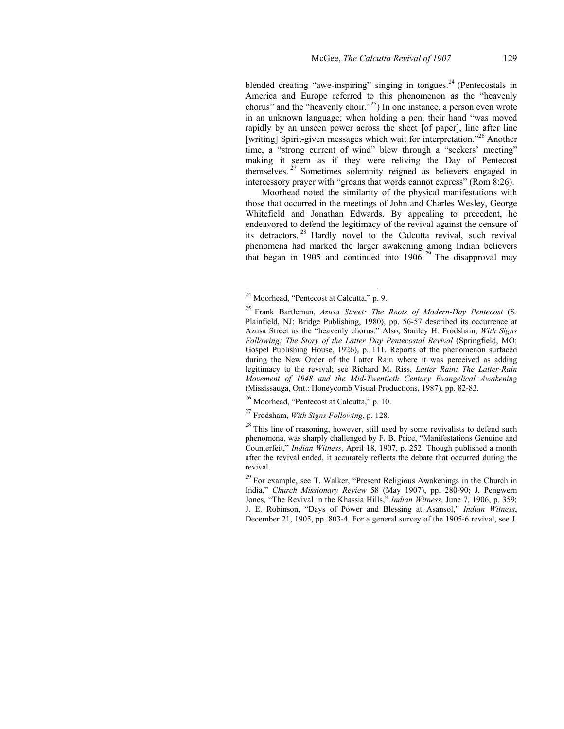blended creating "awe-inspiring" singing in tongues.[24] (Pentecostals in America and Europe referred to this phenomenon as the "heavenly chorus" and the "heavenly choir."[25]) In one instance, a person even wrote in an unknown language; when holding a pen, their hand "was moved rapidly by an unseen power across the sheet [of paper], line after line [writing] Spirit-given messages which wait for interpretation."[26] Another time, a "strong current of wind" blew through a "seekers' meeting" making it seem as if they were reliving the Day of Pentecost themselves.[27] Sometimes solemnity reigned as believers engaged in intercessory prayer with "groans that words cannot express" (Rom 8:26).

Moorhead noted the similarity of the physical manifestations with those that occurred in the meetings of John and Charles Wesley, George Whitefield and Jonathan Edwards. By appealing to precedent, he endeavored to defend the legitimacy of the revival against the censure of its detractors.[28] Hardly novel to the Calcutta revival, such revival phenomena had marked the larger awakening among Indian believers that began in 1905 and continued into 1906.[29] The disapproval may

---

[24] Moorhead, "Pentecost at Calcutta," p. 9.

[25] Frank Bartleman, *Azusa Street: The Roots of Modern-Day Pentecost* (S. Plainfield, NJ: Bridge Publishing, 1980), pp. 56-57 described its occurrence at Azusa Street as the "heavenly chorus." Also, Stanley H. Frodsham, *With Signs Following: The Story of the Latter Day Pentecostal Revival* (Springfield, MO: Gospel Publishing House, 1926), p. 111. Reports of the phenomenon surfaced during the New Order of the Latter Rain where it was perceived as adding legitimacy to the revival; see Richard M. Riss, *Latter Rain: The Latter-Rain Movement of 1948 and the Mid-Twentieth Century Evangelical Awakening* (Mississauga, Ont.: Honeycomb Visual Productions, 1987), pp. 82-83.

[26] Moorhead, "Pentecost at Calcutta," p. 10.

[27] Frodsham, *With Signs Following*, p. 128.

[28] This line of reasoning, however, still used by some revivalists to defend such phenomena, was sharply challenged by F. B. Price, "Manifestations Genuine and Counterfeit," *Indian Witness*, April 18, 1907, p. 252. Though published a month after the revival ended, it accurately reflects the debate that occurred during the revival.

[29] For example, see T. Walker, "Present Religious Awakenings in the Church in India," *Church Missionary Review* 58 (May 1907), pp. 280-90; J. Pengwern Jones, "The Revival in the Khassia Hills," *Indian Witness*, June 7, 1906, p. 359; J. E. Robinson, "Days of Power and Blessing at Asansol," *Indian Witness*, December 21, 1905, pp. 803-4. For a general survey of the 1905-6 revival, see J.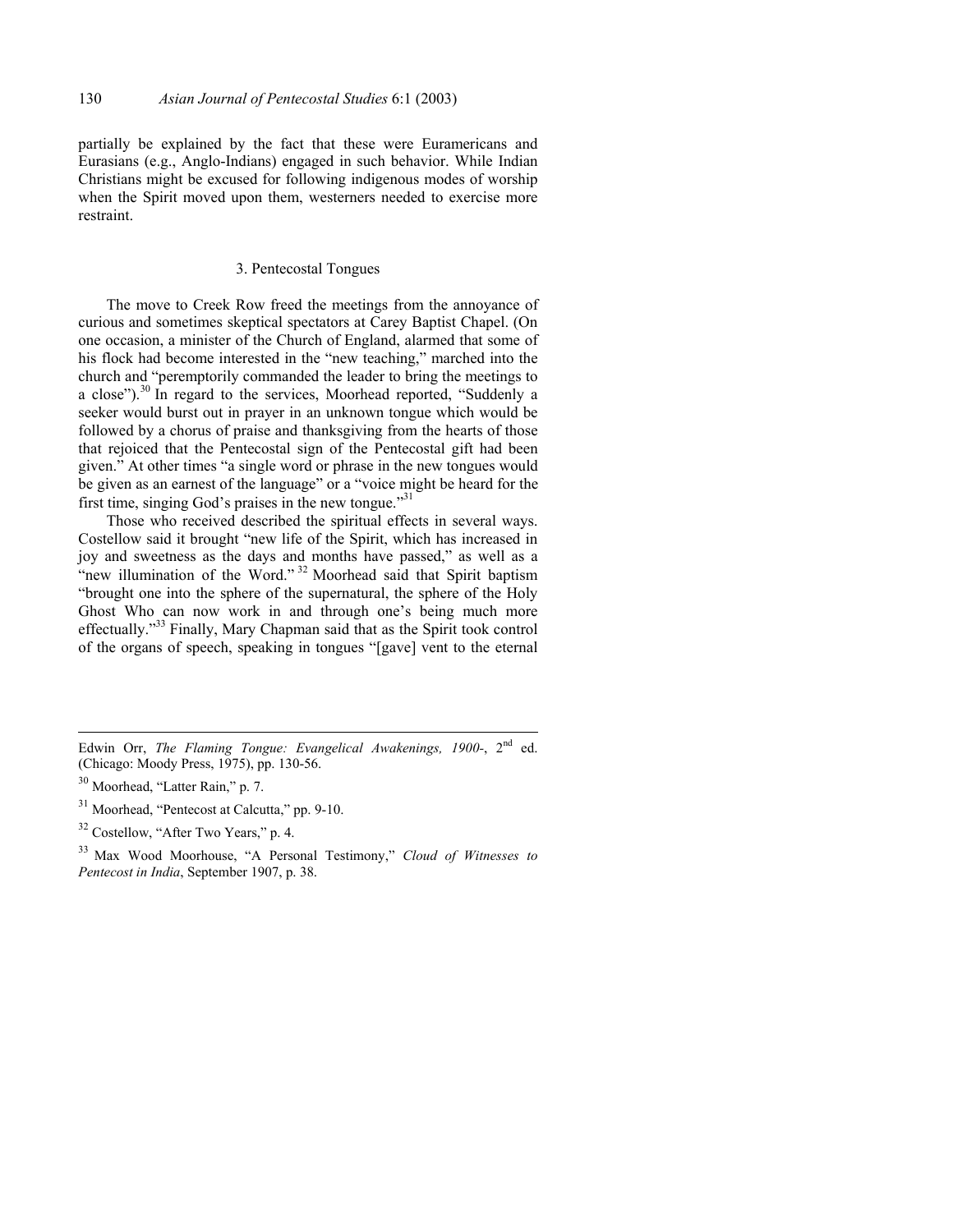partially be explained by the fact that these were Euramericans and Eurasians (e.g., Anglo-Indians) engaged in such behavior. While Indian Christians might be excused for following indigenous modes of worship when the Spirit moved upon them, westerners needed to exercise more restraint.

### 3. Pentecostal Tongues

The move to Creek Row freed the meetings from the annoyance of curious and sometimes skeptical spectators at Carey Baptist Chapel. (On one occasion, a minister of the Church of England, alarmed that some of his flock had become interested in the "new teaching," marched into the church and "peremptorily commanded the leader to bring the meetings to a close").[30] In regard to the services, Moorhead reported, "Suddenly a seeker would burst out in prayer in an unknown tongue which would be followed by a chorus of praise and thanksgiving from the hearts of those that rejoiced that the Pentecostal sign of the Pentecostal gift had been given." At other times "a single word or phrase in the new tongues would be given as an earnest of the language" or a "voice might be heard for the first time, singing God's praises in the new tongue."[31]

Those who received described the spiritual effects in several ways. Costellow said it brought "new life of the Spirit, which has increased in joy and sweetness as the days and months have passed," as well as a "new illumination of the Word."[32] Moorhead said that Spirit baptism "brought one into the sphere of the supernatural, the sphere of the Holy Ghost Who can now work in and through one's being much more effectually."[33] Finally, Mary Chapman said that as the Spirit took control of the organs of speech, speaking in tongues "[gave] vent to the eternal

---

Edwin Orr, *The Flaming Tongue: Evangelical Awakenings, 1900-*, 2nd ed. (Chicago: Moody Press, 1975), pp. 130-56.

[30] Moorhead, "Latter Rain," p. 7.

[31] Moorhead, "Pentecost at Calcutta," pp. 9-10.

[32] Costellow, "After Two Years," p. 4.

[33] Max Wood Moorhouse, "A Personal Testimony," *Cloud of Witnesses to Pentecost in India*, September 1907, p. 38.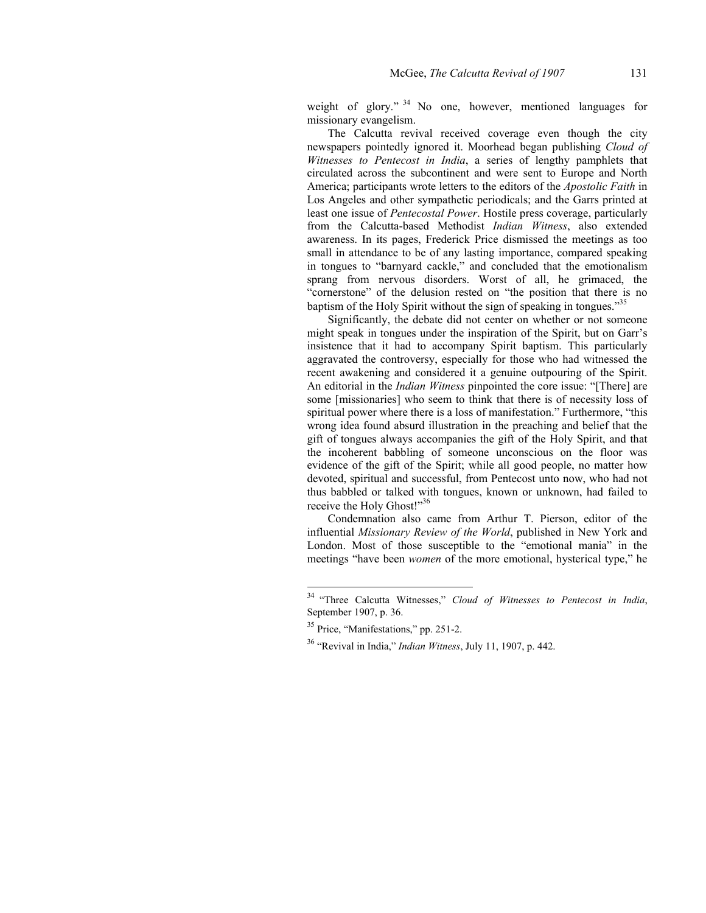weight of glory." [34] No one, however, mentioned languages for missionary evangelism.

The Calcutta revival received coverage even though the city newspapers pointedly ignored it. Moorhead began publishing *Cloud of Witnesses to Pentecost in India*, a series of lengthy pamphlets that circulated across the subcontinent and were sent to Europe and North America; participants wrote letters to the editors of the *Apostolic Faith* in Los Angeles and other sympathetic periodicals; and the Garrs printed at least one issue of *Pentecostal Power*. Hostile press coverage, particularly from the Calcutta-based Methodist *Indian Witness*, also extended awareness. In its pages, Frederick Price dismissed the meetings as too small in attendance to be of any lasting importance, compared speaking in tongues to "barnyard cackle," and concluded that the emotionalism sprang from nervous disorders. Worst of all, he grimaced, the "cornerstone" of the delusion rested on "the position that there is no baptism of the Holy Spirit without the sign of speaking in tongues."[35]

Significantly, the debate did not center on whether or not someone might speak in tongues under the inspiration of the Spirit, but on Garr's insistence that it had to accompany Spirit baptism. This particularly aggravated the controversy, especially for those who had witnessed the recent awakening and considered it a genuine outpouring of the Spirit. An editorial in the *Indian Witness* pinpointed the core issue: "[There] are some [missionaries] who seem to think that there is of necessity loss of spiritual power where there is a loss of manifestation." Furthermore, "this wrong idea found absurd illustration in the preaching and belief that the gift of tongues always accompanies the gift of the Holy Spirit, and that the incoherent babbling of someone unconscious on the floor was evidence of the gift of the Spirit; while all good people, no matter how devoted, spiritual and successful, from Pentecost unto now, who had not thus babbled or talked with tongues, known or unknown, had failed to receive the Holy Ghost!"[36]

Condemnation also came from Arthur T. Pierson, editor of the influential *Missionary Review of the World*, published in New York and London. Most of those susceptible to the "emotional mania" in the meetings "have been *women* of the more emotional, hysterical type," he

---

[34] "Three Calcutta Witnesses," *Cloud of Witnesses to Pentecost in India*, September 1907, p. 36.

[35] Price, "Manifestations," pp. 251-2.

[36] "Revival in India," *Indian Witness*, July 11, 1907, p. 442.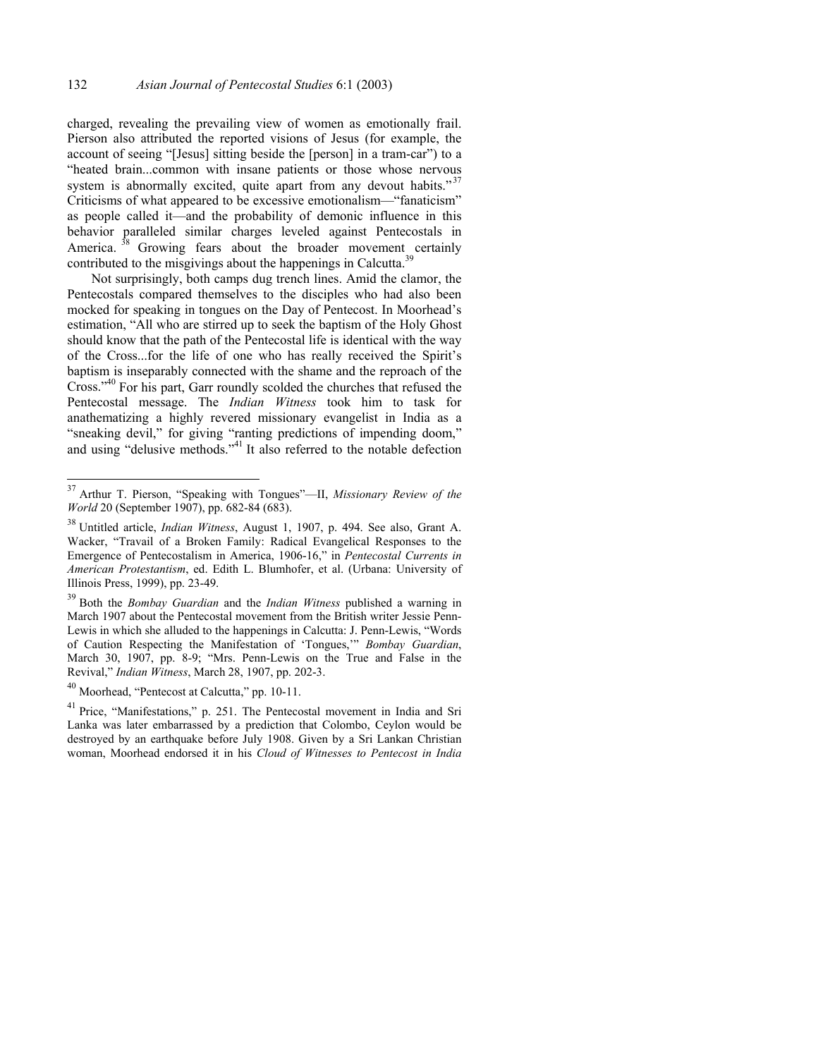charged, revealing the prevailing view of women as emotionally frail. Pierson also attributed the reported visions of Jesus (for example, the account of seeing "[Jesus] sitting beside the [person] in a tram-car") to a "heated brain...common with insane patients or those whose nervous system is abnormally excited, quite apart from any devout habits."[37] Criticisms of what appeared to be excessive emotionalism—"fanaticism" as people called it—and the probability of demonic influence in this behavior paralleled similar charges leveled against Pentecostals in America.[38] Growing fears about the broader movement certainly contributed to the misgivings about the happenings in Calcutta.[39]

Not surprisingly, both camps dug trench lines. Amid the clamor, the Pentecostals compared themselves to the disciples who had also been mocked for speaking in tongues on the Day of Pentecost. In Moorhead's estimation, "All who are stirred up to seek the baptism of the Holy Ghost should know that the path of the Pentecostal life is identical with the way of the Cross...for the life of one who has really received the Spirit's baptism is inseparably connected with the shame and the reproach of the Cross."[40] For his part, Garr roundly scolded the churches that refused the Pentecostal message. The *Indian Witness* took him to task for anathematizing a highly revered missionary evangelist in India as a "sneaking devil," for giving "ranting predictions of impending doom," and using "delusive methods."[41] It also referred to the notable defection

---

[37] Arthur T. Pierson, "Speaking with Tongues"—II, *Missionary Review of the World* 20 (September 1907), pp. 682-84 (683).

[38] Untitled article, *Indian Witness*, August 1, 1907, p. 494. See also, Grant A. Wacker, "Travail of a Broken Family: Radical Evangelical Responses to the Emergence of Pentecostalism in America, 1906-16," in *Pentecostal Currents in American Protestantism*, ed. Edith L. Blumhofer, et al. (Urbana: University of Illinois Press, 1999), pp. 23-49.

[39] Both the *Bombay Guardian* and the *Indian Witness* published a warning in March 1907 about the Pentecostal movement from the British writer Jessie Penn-Lewis in which she alluded to the happenings in Calcutta: J. Penn-Lewis, "Words of Caution Respecting the Manifestation of 'Tongues,'" *Bombay Guardian*, March 30, 1907, pp. 8-9; "Mrs. Penn-Lewis on the True and False in the Revival," *Indian Witness*, March 28, 1907, pp. 202-3.

[40] Moorhead, "Pentecost at Calcutta," pp. 10-11.

[41] Price, "Manifestations," p. 251. The Pentecostal movement in India and Sri Lanka was later embarrassed by a prediction that Colombo, Ceylon would be destroyed by an earthquake before July 1908. Given by a Sri Lankan Christian woman, Moorhead endorsed it in his *Cloud of Witnesses to Pentecost in India*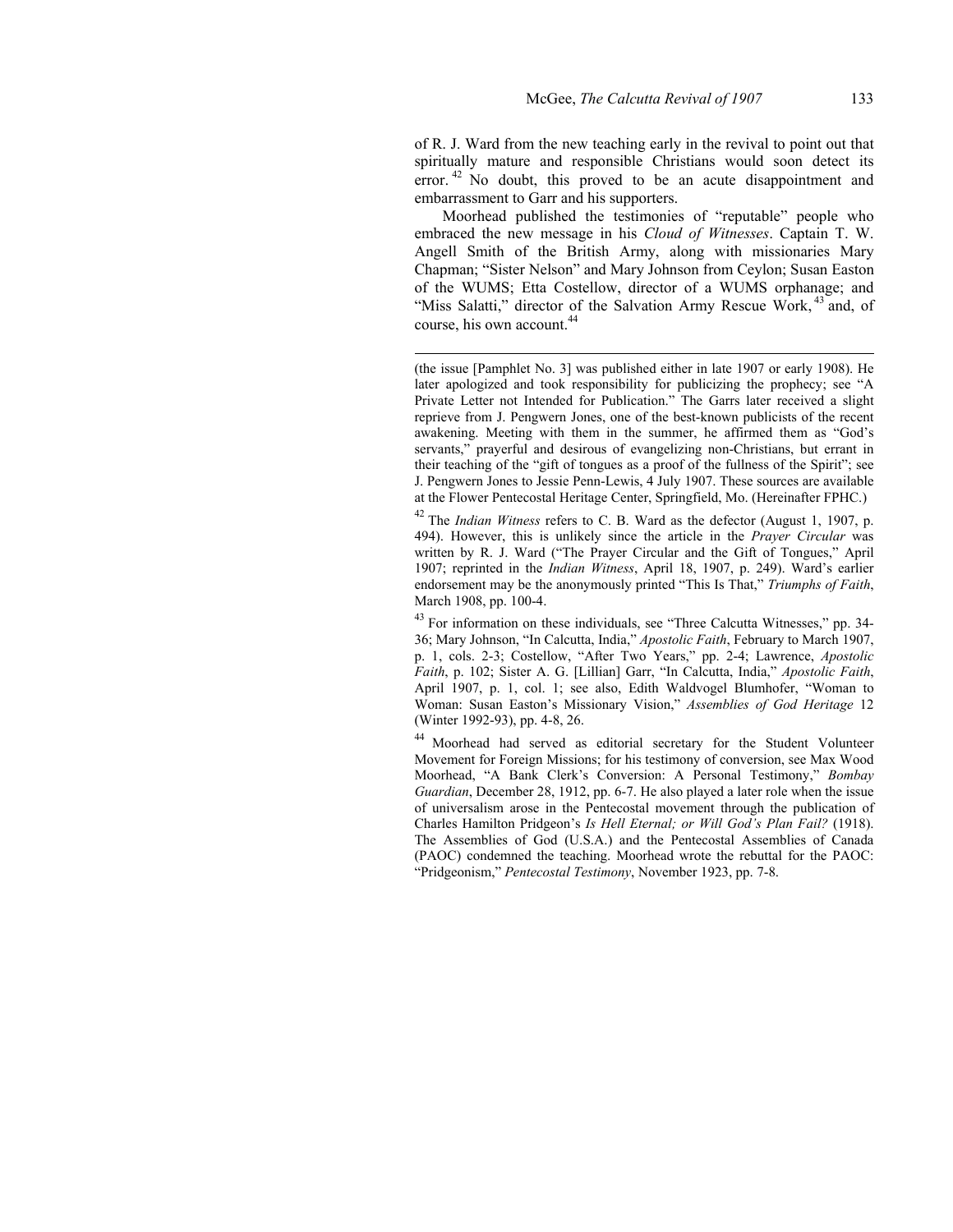of R. J. Ward from the new teaching early in the revival to point out that spiritually mature and responsible Christians would soon detect its error.[42] No doubt, this proved to be an acute disappointment and embarrassment to Garr and his supporters.

Moorhead published the testimonies of "reputable" people who embraced the new message in his *Cloud of Witnesses*. Captain T. W. Angell Smith of the British Army, along with missionaries Mary Chapman; "Sister Nelson" and Mary Johnson from Ceylon; Susan Easton of the WUMS; Etta Costellow, director of a WUMS orphanage; and "Miss Salatti," director of the Salvation Army Rescue Work,[43] and, of course, his own account.[44]

---

(the issue [Pamphlet No. 3] was published either in late 1907 or early 1908). He later apologized and took responsibility for publicizing the prophecy; see "A Private Letter not Intended for Publication." The Garrs later received a slight reprieve from J. Pengwern Jones, one of the best-known publicists of the recent awakening. Meeting with them in the summer, he affirmed them as "God's servants," prayerful and desirous of evangelizing non-Christians, but errant in their teaching of the "gift of tongues as a proof of the fullness of the Spirit"; see J. Pengwern Jones to Jessie Penn-Lewis, 4 July 1907. These sources are available at the Flower Pentecostal Heritage Center, Springfield, Mo. (Hereinafter FPHC.)

[42] The *Indian Witness* refers to C. B. Ward as the defector (August 1, 1907, p. 494). However, this is unlikely since the article in the *Prayer Circular* was written by R. J. Ward ("The Prayer Circular and the Gift of Tongues," April 1907; reprinted in the *Indian Witness*, April 18, 1907, p. 249). Ward's earlier endorsement may be the anonymously printed "This Is That," *Triumphs of Faith*, March 1908, pp. 100-4.

[43] For information on these individuals, see "Three Calcutta Witnesses," pp. 34-36; Mary Johnson, "In Calcutta, India," *Apostolic Faith*, February to March 1907, p. 1, cols. 2-3; Costellow, "After Two Years," pp. 2-4; Lawrence, *Apostolic Faith*, p. 102; Sister A. G. [Lillian] Garr, "In Calcutta, India," *Apostolic Faith*, April 1907, p. 1, col. 1; see also, Edith Waldvogel Blumhofer, "Woman to Woman: Susan Easton's Missionary Vision," *Assemblies of God Heritage* 12 (Winter 1992-93), pp. 4-8, 26.

[44] Moorhead had served as editorial secretary for the Student Volunteer Movement for Foreign Missions; for his testimony of conversion, see Max Wood Moorhead, "A Bank Clerk's Conversion: A Personal Testimony," *Bombay Guardian*, December 28, 1912, pp. 6-7. He also played a later role when the issue of universalism arose in the Pentecostal movement through the publication of Charles Hamilton Pridgeon's *Is Hell Eternal; or Will God's Plan Fail?* (1918). The Assemblies of God (U.S.A.) and the Pentecostal Assemblies of Canada (PAOC) condemned the teaching. Moorhead wrote the rebuttal for the PAOC: "Pridgeonism," *Pentecostal Testimony*, November 1923, pp. 7-8.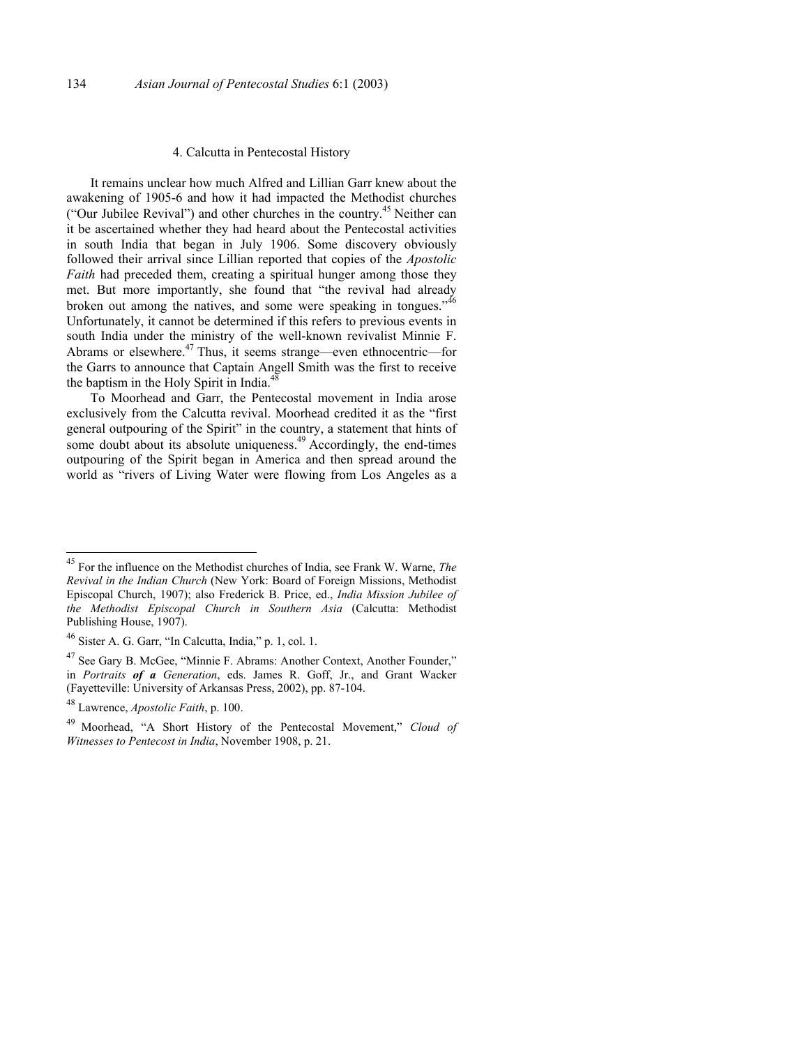## 4. Calcutta in Pentecostal History

It remains unclear how much Alfred and Lillian Garr knew about the awakening of 1905-6 and how it had impacted the Methodist churches ("Our Jubilee Revival") and other churches in the country.[45] Neither can it be ascertained whether they had heard about the Pentecostal activities in south India that began in July 1906. Some discovery obviously followed their arrival since Lillian reported that copies of the *Apostolic Faith* had preceded them, creating a spiritual hunger among those they met. But more importantly, she found that "the revival had already broken out among the natives, and some were speaking in tongues."[46] Unfortunately, it cannot be determined if this refers to previous events in south India under the ministry of the well-known revivalist Minnie F. Abrams or elsewhere.[47] Thus, it seems strange—even ethnocentric—for the Garrs to announce that Captain Angell Smith was the first to receive the baptism in the Holy Spirit in India.[48]

To Moorhead and Garr, the Pentecostal movement in India arose exclusively from the Calcutta revival. Moorhead credited it as the "first general outpouring of the Spirit" in the country, a statement that hints of some doubt about its absolute uniqueness.[49] Accordingly, the end-times outpouring of the Spirit began in America and then spread around the world as "rivers of Living Water were flowing from Los Angeles as a

---

[45] For the influence on the Methodist churches of India, see Frank W. Warne, *The Revival in the Indian Church* (New York: Board of Foreign Missions, Methodist Episcopal Church, 1907); also Frederick B. Price, ed., *India Mission Jubilee of the Methodist Episcopal Church in Southern Asia* (Calcutta: Methodist Publishing House, 1907).

[46] Sister A. G. Garr, "In Calcutta, India," p. 1, col. 1.

[47] See Gary B. McGee, "Minnie F. Abrams: Another Context, Another Founder," in *Portraits **of a** Generation*, eds. James R. Goff, Jr., and Grant Wacker (Fayetteville: University of Arkansas Press, 2002), pp. 87-104.

[48] Lawrence, *Apostolic Faith*, p. 100.

[49] Moorhead, "A Short History of the Pentecostal Movement," *Cloud of Witnesses to Pentecost in India*, November 1908, p. 21.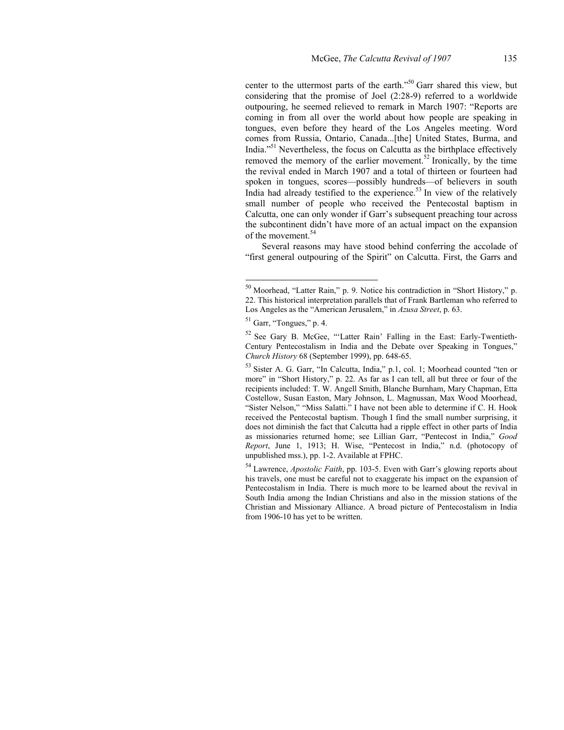center to the uttermost parts of the earth."[50] Garr shared this view, but considering that the promise of Joel (2:28-9) referred to a worldwide outpouring, he seemed relieved to remark in March 1907: "Reports are coming in from all over the world about how people are speaking in tongues, even before they heard of the Los Angeles meeting. Word comes from Russia, Ontario, Canada...[the] United States, Burma, and India."[51] Nevertheless, the focus on Calcutta as the birthplace effectively removed the memory of the earlier movement.[52] Ironically, by the time the revival ended in March 1907 and a total of thirteen or fourteen had spoken in tongues, scores—possibly hundreds—of believers in south India had already testified to the experience.[53] In view of the relatively small number of people who received the Pentecostal baptism in Calcutta, one can only wonder if Garr's subsequent preaching tour across the subcontinent didn't have more of an actual impact on the expansion of the movement.[54]

Several reasons may have stood behind conferring the accolade of "first general outpouring of the Spirit" on Calcutta. First, the Garrs and

---

[50] Moorhead, "Latter Rain," p. 9. Notice his contradiction in "Short History," p. 22. This historical interpretation parallels that of Frank Bartleman who referred to Los Angeles as the "American Jerusalem," in *Azusa Street*, p. 63.

[51] Garr, "Tongues," p. 4.

[52] See Gary B. McGee, "'Latter Rain' Falling in the East: Early-Twentieth-Century Pentecostalism in India and the Debate over Speaking in Tongues," *Church History* 68 (September 1999), pp. 648-65.

[53] Sister A. G. Garr, "In Calcutta, India," p.1, col. 1; Moorhead counted "ten or more" in "Short History," p. 22. As far as I can tell, all but three or four of the recipients included: T. W. Angell Smith, Blanche Burnham, Mary Chapman, Etta Costellow, Susan Easton, Mary Johnson, L. Magnussan, Max Wood Moorhead, "Sister Nelson," "Miss Salatti." I have not been able to determine if C. H. Hook received the Pentecostal baptism. Though I find the small number surprising, it does not diminish the fact that Calcutta had a ripple effect in other parts of India as missionaries returned home; see Lillian Garr, "Pentecost in India," *Good Report*, June 1, 1913; H. Wise, "Pentecost in India," n.d. (photocopy of unpublished mss.), pp. 1-2. Available at FPHC.

[54] Lawrence, *Apostolic Faith*, pp. 103-5. Even with Garr's glowing reports about his travels, one must be careful not to exaggerate his impact on the expansion of Pentecostalism in India. There is much more to be learned about the revival in South India among the Indian Christians and also in the mission stations of the Christian and Missionary Alliance. A broad picture of Pentecostalism in India from 1906-10 has yet to be written.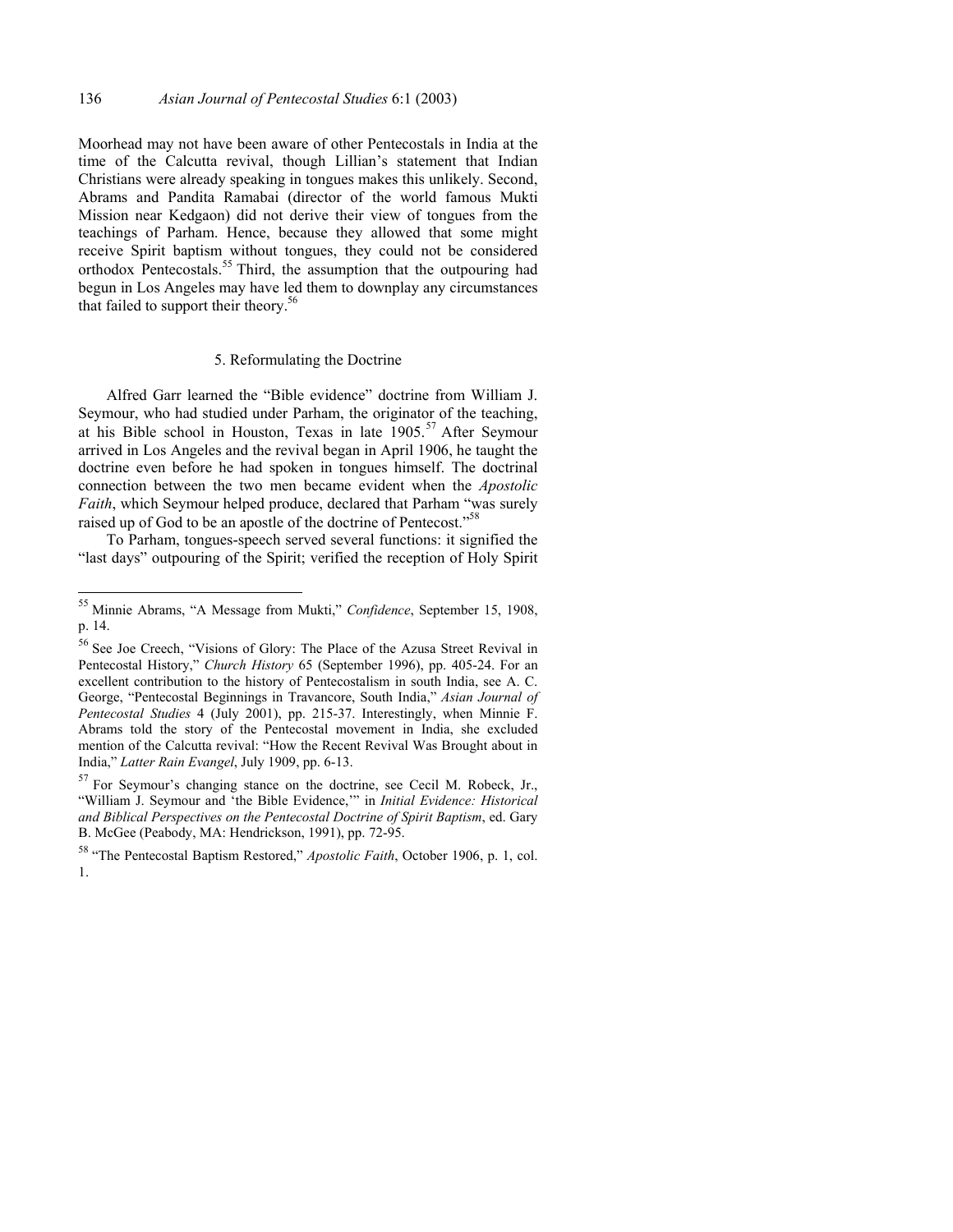Moorhead may not have been aware of other Pentecostals in India at the time of the Calcutta revival, though Lillian's statement that Indian Christians were already speaking in tongues makes this unlikely. Second, Abrams and Pandita Ramabai (director of the world famous Mukti Mission near Kedgaon) did not derive their view of tongues from the teachings of Parham. Hence, because they allowed that some might receive Spirit baptism without tongues, they could not be considered orthodox Pentecostals.[55] Third, the assumption that the outpouring had begun in Los Angeles may have led them to downplay any circumstances that failed to support their theory.[56]

## 5. Reformulating the Doctrine

Alfred Garr learned the "Bible evidence" doctrine from William J. Seymour, who had studied under Parham, the originator of the teaching, at his Bible school in Houston, Texas in late 1905.[57] After Seymour arrived in Los Angeles and the revival began in April 1906, he taught the doctrine even before he had spoken in tongues himself. The doctrinal connection between the two men became evident when the *Apostolic Faith*, which Seymour helped produce, declared that Parham "was surely raised up of God to be an apostle of the doctrine of Pentecost."[58]

To Parham, tongues-speech served several functions: it signified the "last days" outpouring of the Spirit; verified the reception of Holy Spirit

---

[55] Minnie Abrams, "A Message from Mukti," *Confidence*, September 15, 1908, p. 14.

[56] See Joe Creech, "Visions of Glory: The Place of the Azusa Street Revival in Pentecostal History," *Church History* 65 (September 1996), pp. 405-24. For an excellent contribution to the history of Pentecostalism in south India, see A. C. George, "Pentecostal Beginnings in Travancore, South India," *Asian Journal of Pentecostal Studies* 4 (July 2001), pp. 215-37. Interestingly, when Minnie F. Abrams told the story of the Pentecostal movement in India, she excluded mention of the Calcutta revival: "How the Recent Revival Was Brought about in India," *Latter Rain Evangel*, July 1909, pp. 6-13.

[57] For Seymour's changing stance on the doctrine, see Cecil M. Robeck, Jr., "William J. Seymour and 'the Bible Evidence,'" in *Initial Evidence: Historical and Biblical Perspectives on the Pentecostal Doctrine of Spirit Baptism*, ed. Gary B. McGee (Peabody, MA: Hendrickson, 1991), pp. 72-95.

[58] "The Pentecostal Baptism Restored," *Apostolic Faith*, October 1906, p. 1, col. 1.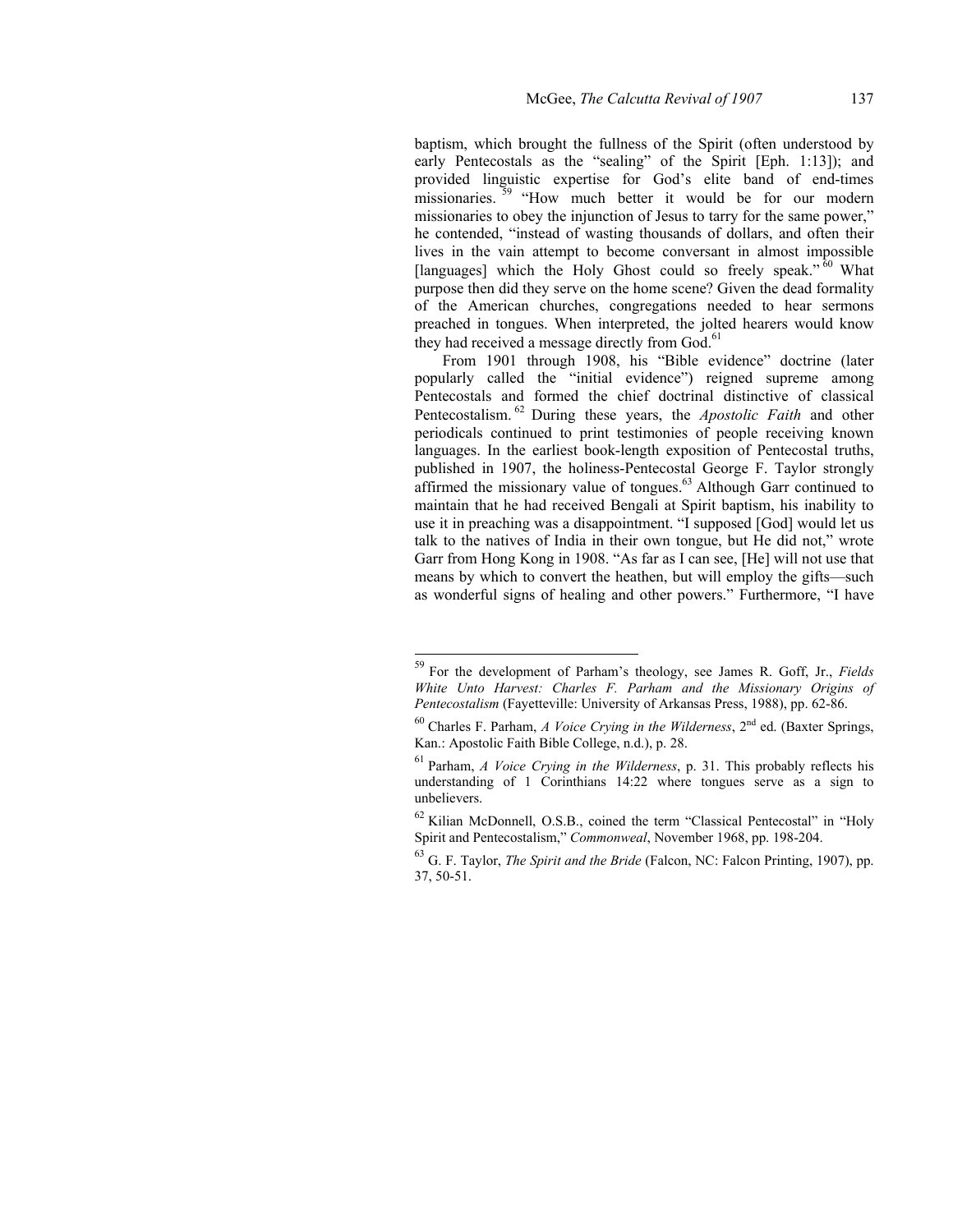baptism, which brought the fullness of the Spirit (often understood by early Pentecostals as the "sealing" of the Spirit [Eph. 1:13]); and provided linguistic expertise for God's elite band of end-times missionaries.[59] "How much better it would be for our modern missionaries to obey the injunction of Jesus to tarry for the same power," he contended, "instead of wasting thousands of dollars, and often their lives in the vain attempt to become conversant in almost impossible [languages] which the Holy Ghost could so freely speak."[60] What purpose then did they serve on the home scene? Given the dead formality of the American churches, congregations needed to hear sermons preached in tongues. When interpreted, the jolted hearers would know they had received a message directly from God.[61]

From 1901 through 1908, his "Bible evidence" doctrine (later popularly called the "initial evidence") reigned supreme among Pentecostals and formed the chief doctrinal distinctive of classical Pentecostalism.[62] During these years, the *Apostolic Faith* and other periodicals continued to print testimonies of people receiving known languages. In the earliest book-length exposition of Pentecostal truths, published in 1907, the holiness-Pentecostal George F. Taylor strongly affirmed the missionary value of tongues.[63] Although Garr continued to maintain that he had received Bengali at Spirit baptism, his inability to use it in preaching was a disappointment. "I supposed [God] would let us talk to the natives of India in their own tongue, but He did not," wrote Garr from Hong Kong in 1908. "As far as I can see, [He] will not use that means by which to convert the heathen, but will employ the gifts—such as wonderful signs of healing and other powers." Furthermore, "I have

---

[59] For the development of Parham's theology, see James R. Goff, Jr., *Fields White Unto Harvest: Charles F. Parham and the Missionary Origins of Pentecostalism* (Fayetteville: University of Arkansas Press, 1988), pp. 62-86.

[60] Charles F. Parham, *A Voice Crying in the Wilderness*, 2nd ed. (Baxter Springs, Kan.: Apostolic Faith Bible College, n.d.), p. 28.

[61] Parham, *A Voice Crying in the Wilderness*, p. 31. This probably reflects his understanding of 1 Corinthians 14:22 where tongues serve as a sign to unbelievers.

[62] Kilian McDonnell, O.S.B., coined the term "Classical Pentecostal" in "Holy Spirit and Pentecostalism," *Commonweal*, November 1968, pp. 198-204.

[63] G. F. Taylor, *The Spirit and the Bride* (Falcon, NC: Falcon Printing, 1907), pp. 37, 50-51.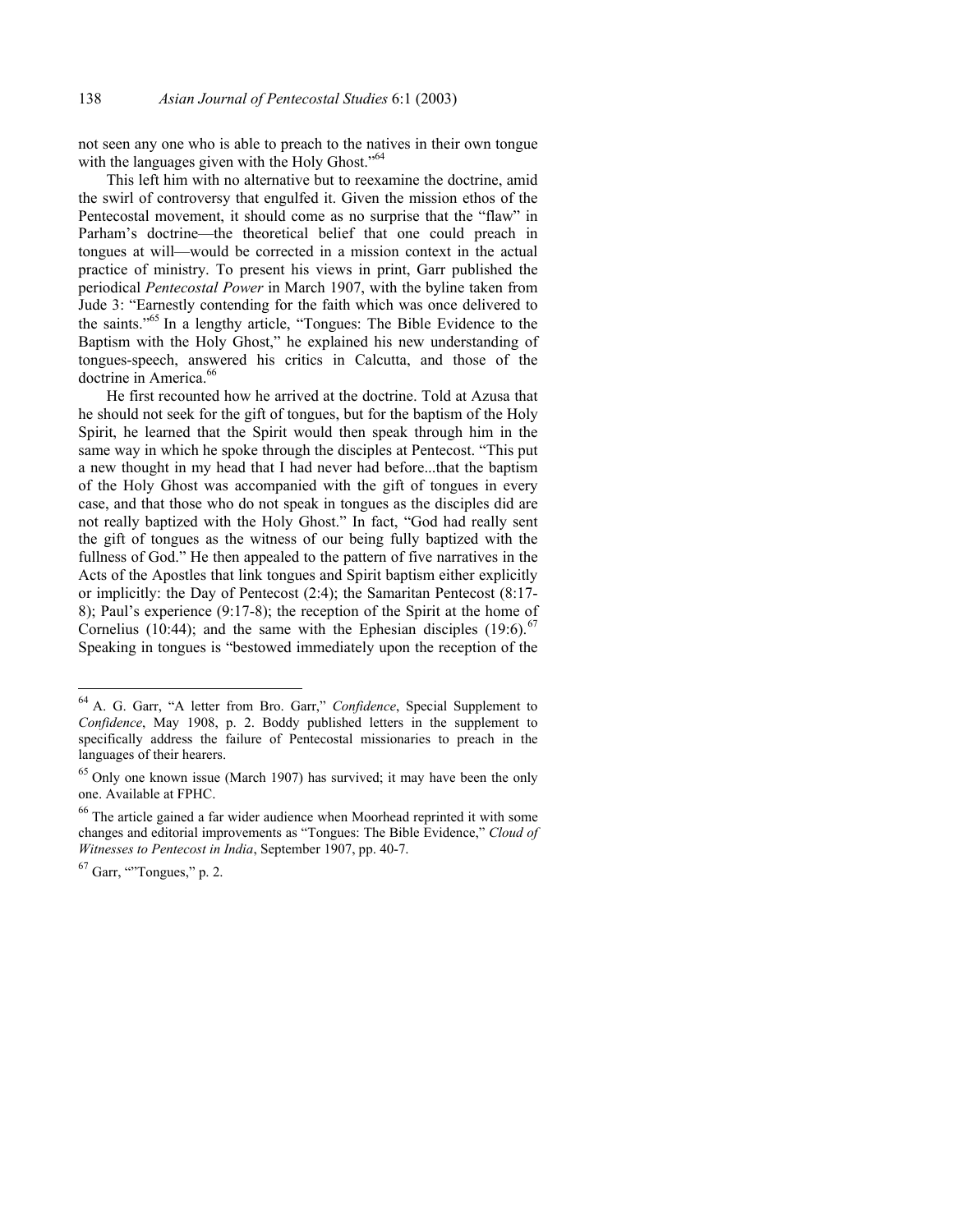not seen any one who is able to preach to the natives in their own tongue with the languages given with the Holy Ghost."[64]

This left him with no alternative but to reexamine the doctrine, amid the swirl of controversy that engulfed it. Given the mission ethos of the Pentecostal movement, it should come as no surprise that the "flaw" in Parham's doctrine—the theoretical belief that one could preach in tongues at will—would be corrected in a mission context in the actual practice of ministry. To present his views in print, Garr published the periodical *Pentecostal Power* in March 1907, with the byline taken from Jude 3: "Earnestly contending for the faith which was once delivered to the saints."[65] In a lengthy article, "Tongues: The Bible Evidence to the Baptism with the Holy Ghost," he explained his new understanding of tongues-speech, answered his critics in Calcutta, and those of the doctrine in America.[66]

He first recounted how he arrived at the doctrine. Told at Azusa that he should not seek for the gift of tongues, but for the baptism of the Holy Spirit, he learned that the Spirit would then speak through him in the same way in which he spoke through the disciples at Pentecost. "This put a new thought in my head that I had never had before...that the baptism of the Holy Ghost was accompanied with the gift of tongues in every case, and that those who do not speak in tongues as the disciples did are not really baptized with the Holy Ghost." In fact, "God had really sent the gift of tongues as the witness of our being fully baptized with the fullness of God." He then appealed to the pattern of five narratives in the Acts of the Apostles that link tongues and Spirit baptism either explicitly or implicitly: the Day of Pentecost (2:4); the Samaritan Pentecost (8:17-8); Paul's experience (9:17-8); the reception of the Spirit at the home of Cornelius (10:44); and the same with the Ephesian disciples (19:6).[67] Speaking in tongues is "bestowed immediately upon the reception of the

---

[64] A. G. Garr, "A letter from Bro. Garr," *Confidence*, Special Supplement to *Confidence*, May 1908, p. 2. Boddy published letters in the supplement to specifically address the failure of Pentecostal missionaries to preach in the languages of their hearers.

[65] Only one known issue (March 1907) has survived; it may have been the only one. Available at FPHC.

[66] The article gained a far wider audience when Moorhead reprinted it with some changes and editorial improvements as "Tongues: The Bible Evidence," *Cloud of Witnesses to Pentecost in India*, September 1907, pp. 40-7.

[67] Garr, ""Tongues," p. 2.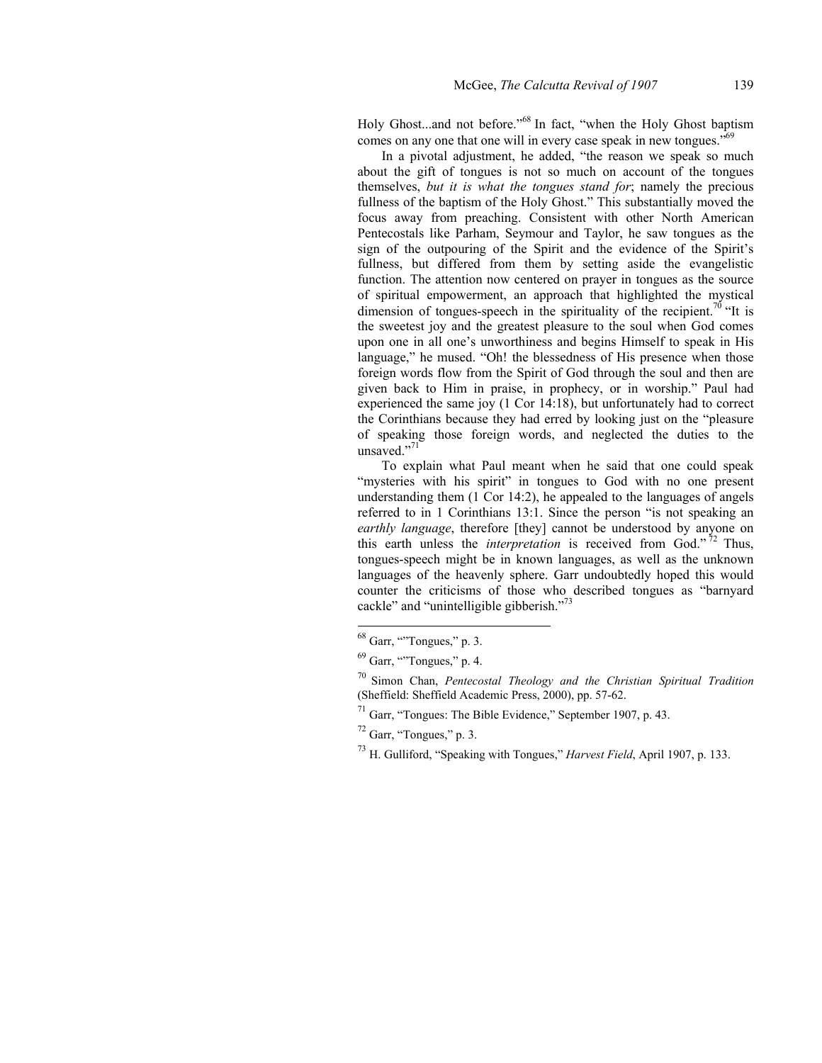Holy Ghost...and not before."[68] In fact, "when the Holy Ghost baptism comes on any one that one will in every case speak in new tongues."[69]

In a pivotal adjustment, he added, "the reason we speak so much about the gift of tongues is not so much on account of the tongues themselves, *but it is what the tongues stand for*; namely the precious fullness of the baptism of the Holy Ghost." This substantially moved the focus away from preaching. Consistent with other North American Pentecostals like Parham, Seymour and Taylor, he saw tongues as the sign of the outpouring of the Spirit and the evidence of the Spirit's fullness, but differed from them by setting aside the evangelistic function. The attention now centered on prayer in tongues as the source of spiritual empowerment, an approach that highlighted the mystical dimension of tongues-speech in the spirituality of the recipient.[70] "It is the sweetest joy and the greatest pleasure to the soul when God comes upon one in all one's unworthiness and begins Himself to speak in His language," he mused. "Oh! the blessedness of His presence when those foreign words flow from the Spirit of God through the soul and then are given back to Him in praise, in prophecy, or in worship." Paul had experienced the same joy (1 Cor 14:18), but unfortunately had to correct the Corinthians because they had erred by looking just on the "pleasure of speaking those foreign words, and neglected the duties to the unsaved."[71]

To explain what Paul meant when he said that one could speak "mysteries with his spirit" in tongues to God with no one present understanding them (1 Cor 14:2), he appealed to the languages of angels referred to in 1 Corinthians 13:1. Since the person "is not speaking an *earthly language*, therefore [they] cannot be understood by anyone on this earth unless the *interpretation* is received from God."[72] Thus, tongues-speech might be in known languages, as well as the unknown languages of the heavenly sphere. Garr undoubtedly hoped this would counter the criticisms of those who described tongues as "barnyard cackle" and "unintelligible gibberish."[73]

---

[68] Garr, ""Tongues," p. 3.

[69] Garr, ""Tongues," p. 4.

[70] Simon Chan, *Pentecostal Theology and the Christian Spiritual Tradition* (Sheffield: Sheffield Academic Press, 2000), pp. 57-62.

[71] Garr, "Tongues: The Bible Evidence," September 1907, p. 43.

[72] Garr, "Tongues," p. 3.

[73] H. Gulliford, "Speaking with Tongues," *Harvest Field*, April 1907, p. 133.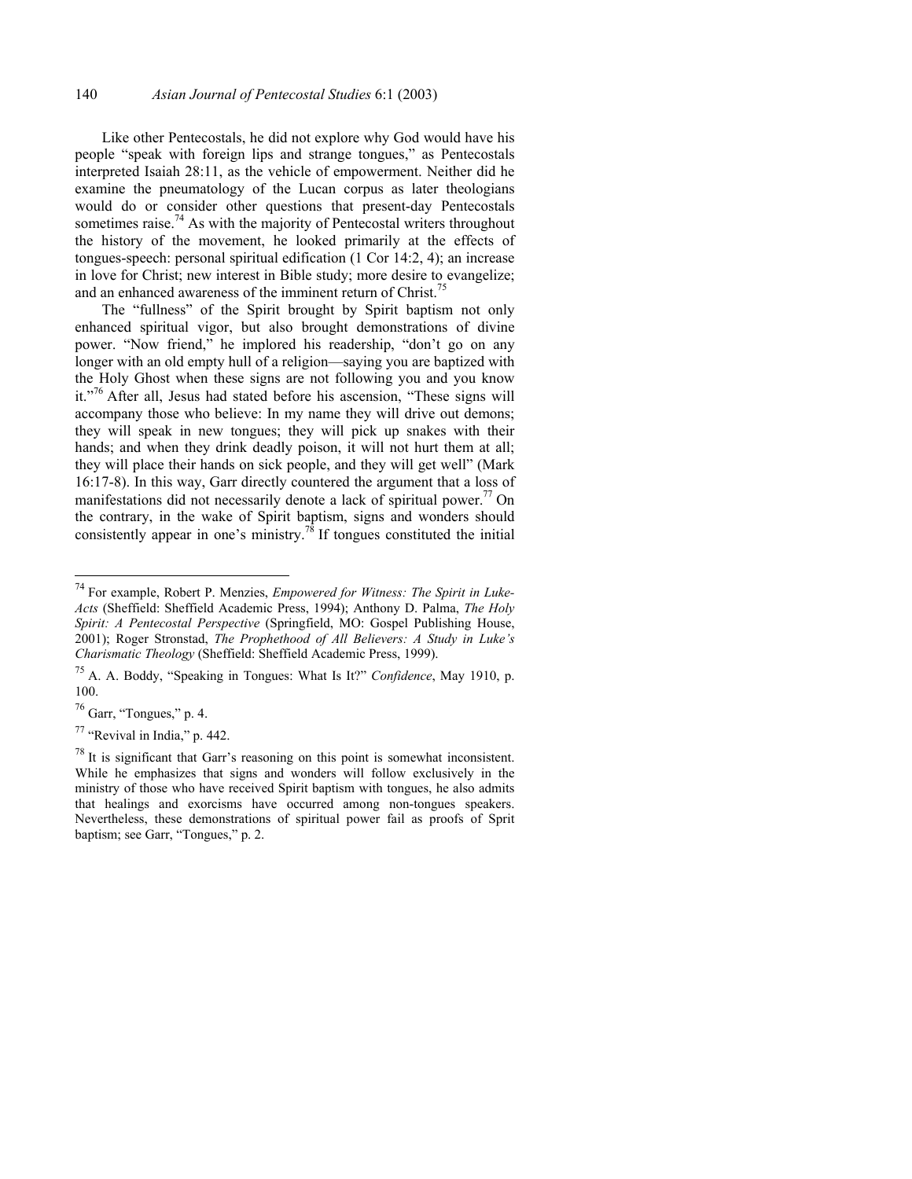Like other Pentecostals, he did not explore why God would have his people "speak with foreign lips and strange tongues," as Pentecostals interpreted Isaiah 28:11, as the vehicle of empowerment. Neither did he examine the pneumatology of the Lucan corpus as later theologians would do or consider other questions that present-day Pentecostals sometimes raise.[74] As with the majority of Pentecostal writers throughout the history of the movement, he looked primarily at the effects of tongues-speech: personal spiritual edification (1 Cor 14:2, 4); an increase in love for Christ; new interest in Bible study; more desire to evangelize; and an enhanced awareness of the imminent return of Christ.[75]

The "fullness" of the Spirit brought by Spirit baptism not only enhanced spiritual vigor, but also brought demonstrations of divine power. "Now friend," he implored his readership, "don't go on any longer with an old empty hull of a religion—saying you are baptized with the Holy Ghost when these signs are not following you and you know it."[76] After all, Jesus had stated before his ascension, "These signs will accompany those who believe: In my name they will drive out demons; they will speak in new tongues; they will pick up snakes with their hands; and when they drink deadly poison, it will not hurt them at all; they will place their hands on sick people, and they will get well" (Mark 16:17-8). In this way, Garr directly countered the argument that a loss of manifestations did not necessarily denote a lack of spiritual power.[77] On the contrary, in the wake of Spirit baptism, signs and wonders should consistently appear in one's ministry.[78] If tongues constituted the initial

---

[74] For example, Robert P. Menzies, *Empowered for Witness: The Spirit in Luke-Acts* (Sheffield: Sheffield Academic Press, 1994); Anthony D. Palma, *The Holy Spirit: A Pentecostal Perspective* (Springfield, MO: Gospel Publishing House, 2001); Roger Stronstad, *The Prophethood of All Believers: A Study in Luke's Charismatic Theology* (Sheffield: Sheffield Academic Press, 1999).

[75] A. A. Boddy, "Speaking in Tongues: What Is It?" *Confidence*, May 1910, p. 100.

[76] Garr, "Tongues," p. 4.

[77] "Revival in India," p. 442.

[78] It is significant that Garr's reasoning on this point is somewhat inconsistent. While he emphasizes that signs and wonders will follow exclusively in the ministry of those who have received Spirit baptism with tongues, he also admits that healings and exorcisms have occurred among non-tongues speakers. Nevertheless, these demonstrations of spiritual power fail as proofs of Sprit baptism; see Garr, "Tongues," p. 2.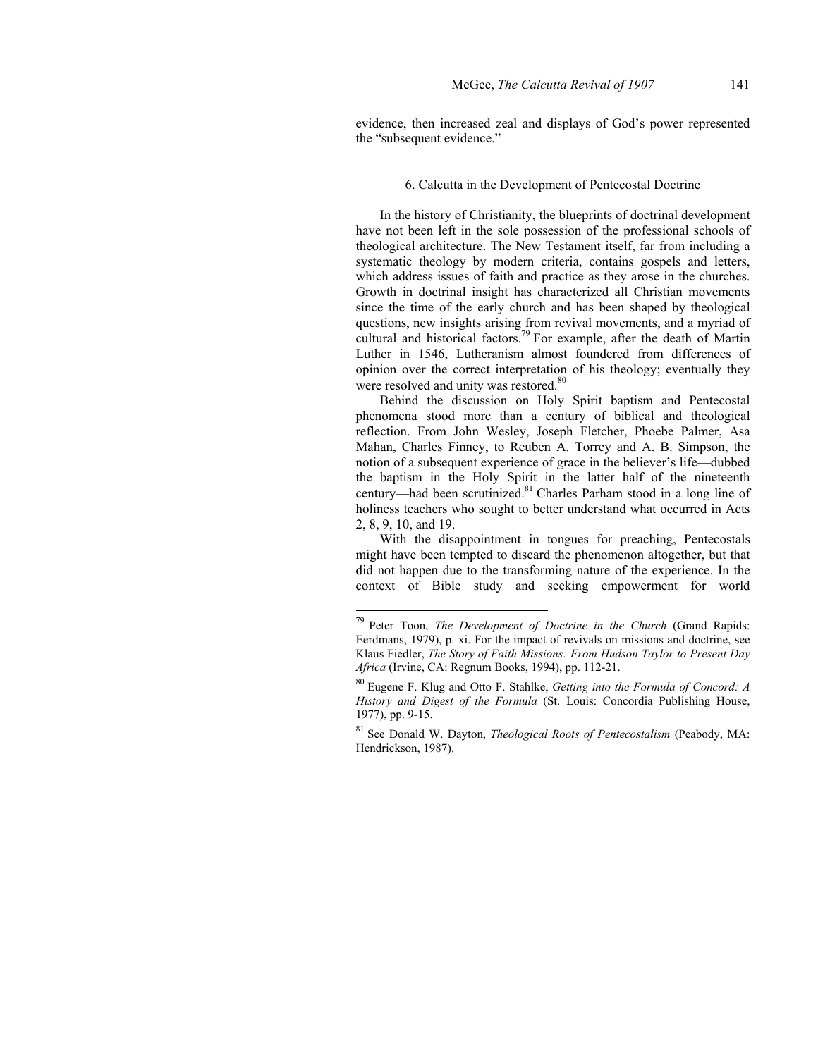evidence, then increased zeal and displays of God's power represented the "subsequent evidence."

### 6. Calcutta in the Development of Pentecostal Doctrine

In the history of Christianity, the blueprints of doctrinal development have not been left in the sole possession of the professional schools of theological architecture. The New Testament itself, far from including a systematic theology by modern criteria, contains gospels and letters, which address issues of faith and practice as they arose in the churches. Growth in doctrinal insight has characterized all Christian movements since the time of the early church and has been shaped by theological questions, new insights arising from revival movements, and a myriad of cultural and historical factors.[79] For example, after the death of Martin Luther in 1546, Lutheranism almost foundered from differences of opinion over the correct interpretation of his theology; eventually they were resolved and unity was restored.[80]

Behind the discussion on Holy Spirit baptism and Pentecostal phenomena stood more than a century of biblical and theological reflection. From John Wesley, Joseph Fletcher, Phoebe Palmer, Asa Mahan, Charles Finney, to Reuben A. Torrey and A. B. Simpson, the notion of a subsequent experience of grace in the believer's life—dubbed the baptism in the Holy Spirit in the latter half of the nineteenth century—had been scrutinized.[81] Charles Parham stood in a long line of holiness teachers who sought to better understand what occurred in Acts 2, 8, 9, 10, and 19.

With the disappointment in tongues for preaching, Pentecostals might have been tempted to discard the phenomenon altogether, but that did not happen due to the transforming nature of the experience. In the context of Bible study and seeking empowerment for world

---

[79] Peter Toon, *The Development of Doctrine in the Church* (Grand Rapids: Eerdmans, 1979), p. xi. For the impact of revivals on missions and doctrine, see Klaus Fiedler, *The Story of Faith Missions: From Hudson Taylor to Present Day Africa* (Irvine, CA: Regnum Books, 1994), pp. 112-21.

[80] Eugene F. Klug and Otto F. Stahlke, *Getting into the Formula of Concord: A History and Digest of the Formula* (St. Louis: Concordia Publishing House, 1977), pp. 9-15.

[81] See Donald W. Dayton, *Theological Roots of Pentecostalism* (Peabody, MA: Hendrickson, 1987).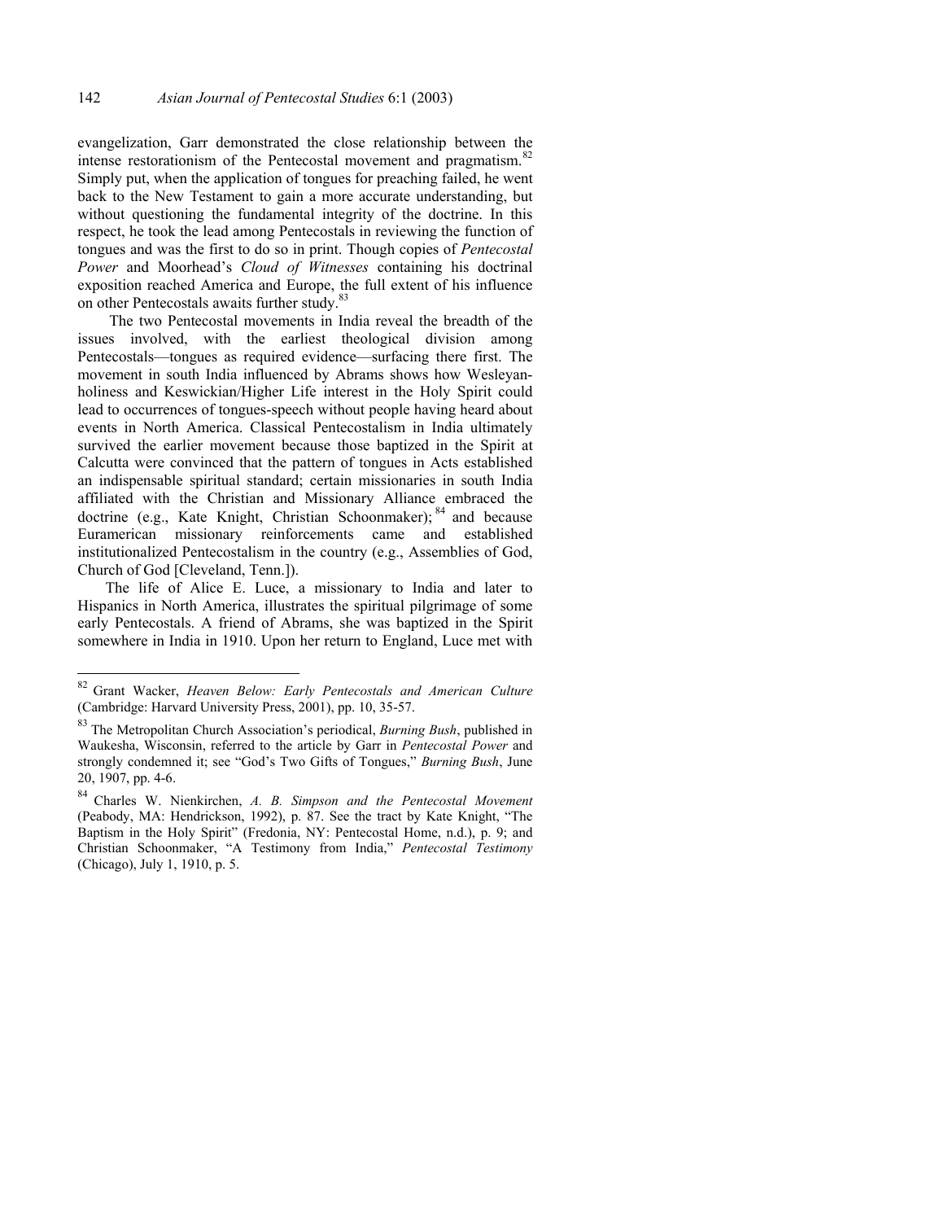evangelization, Garr demonstrated the close relationship between the intense restorationism of the Pentecostal movement and pragmatism.[82] Simply put, when the application of tongues for preaching failed, he went back to the New Testament to gain a more accurate understanding, but without questioning the fundamental integrity of the doctrine. In this respect, he took the lead among Pentecostals in reviewing the function of tongues and was the first to do so in print. Though copies of *Pentecostal Power* and Moorhead's *Cloud of Witnesses* containing his doctrinal exposition reached America and Europe, the full extent of his influence on other Pentecostals awaits further study.[83]

The two Pentecostal movements in India reveal the breadth of the issues involved, with the earliest theological division among Pentecostals—tongues as required evidence—surfacing there first. The movement in south India influenced by Abrams shows how Wesleyan-holiness and Keswickian/Higher Life interest in the Holy Spirit could lead to occurrences of tongues-speech without people having heard about events in North America. Classical Pentecostalism in India ultimately survived the earlier movement because those baptized in the Spirit at Calcutta were convinced that the pattern of tongues in Acts established an indispensable spiritual standard; certain missionaries in south India affiliated with the Christian and Missionary Alliance embraced the doctrine (e.g., Kate Knight, Christian Schoonmaker);[84] and because Euramerican missionary reinforcements came and established institutionalized Pentecostalism in the country (e.g., Assemblies of God, Church of God [Cleveland, Tenn.]).

The life of Alice E. Luce, a missionary to India and later to Hispanics in North America, illustrates the spiritual pilgrimage of some early Pentecostals. A friend of Abrams, she was baptized in the Spirit somewhere in India in 1910. Upon her return to England, Luce met with

---

[82] Grant Wacker, *Heaven Below: Early Pentecostals and American Culture* (Cambridge: Harvard University Press, 2001), pp. 10, 35-57.

[83] The Metropolitan Church Association's periodical, *Burning Bush*, published in Waukesha, Wisconsin, referred to the article by Garr in *Pentecostal Power* and strongly condemned it; see "God's Two Gifts of Tongues," *Burning Bush*, June 20, 1907, pp. 4-6.

[84] Charles W. Nienkirchen, *A. B. Simpson and the Pentecostal Movement* (Peabody, MA: Hendrickson, 1992), p. 87. See the tract by Kate Knight, "The Baptism in the Holy Spirit" (Fredonia, NY: Pentecostal Home, n.d.), p. 9; and Christian Schoonmaker, "A Testimony from India," *Pentecostal Testimony* (Chicago), July 1, 1910, p. 5.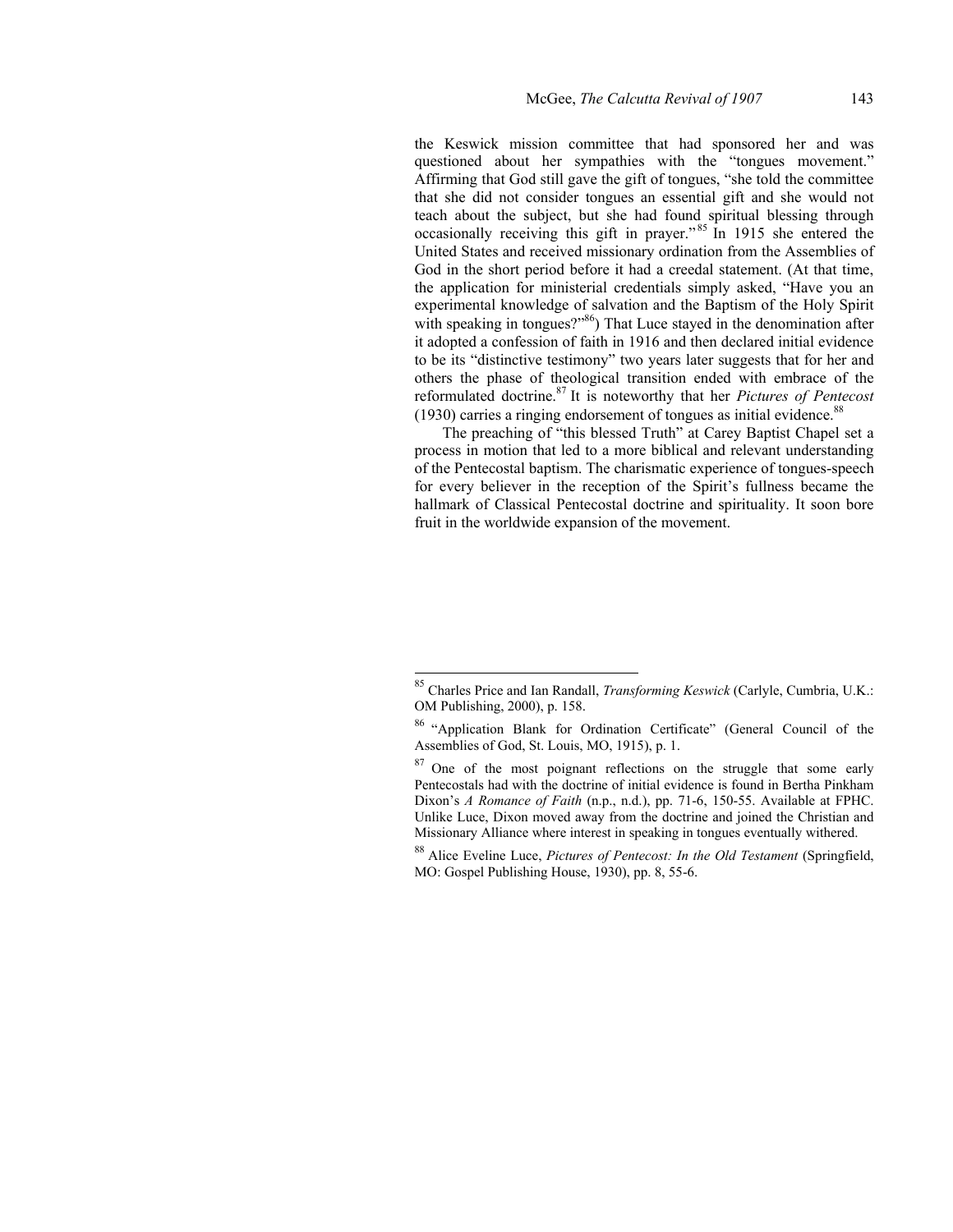the Keswick mission committee that had sponsored her and was questioned about her sympathies with the "tongues movement." Affirming that God still gave the gift of tongues, "she told the committee that she did not consider tongues an essential gift and she would not teach about the subject, but she had found spiritual blessing through occasionally receiving this gift in prayer."[85] In 1915 she entered the United States and received missionary ordination from the Assemblies of God in the short period before it had a creedal statement. (At that time, the application for ministerial credentials simply asked, "Have you an experimental knowledge of salvation and the Baptism of the Holy Spirit with speaking in tongues?"[86]) That Luce stayed in the denomination after it adopted a confession of faith in 1916 and then declared initial evidence to be its "distinctive testimony" two years later suggests that for her and others the phase of theological transition ended with embrace of the reformulated doctrine.[87] It is noteworthy that her *Pictures of Pentecost* (1930) carries a ringing endorsement of tongues as initial evidence.[88]

The preaching of "this blessed Truth" at Carey Baptist Chapel set a process in motion that led to a more biblical and relevant understanding of the Pentecostal baptism. The charismatic experience of tongues-speech for every believer in the reception of the Spirit's fullness became the hallmark of Classical Pentecostal doctrine and spirituality. It soon bore fruit in the worldwide expansion of the movement.

---

[85] Charles Price and Ian Randall, *Transforming Keswick* (Carlyle, Cumbria, U.K.: OM Publishing, 2000), p. 158.

[86] "Application Blank for Ordination Certificate" (General Council of the Assemblies of God, St. Louis, MO, 1915), p. 1.

[87] One of the most poignant reflections on the struggle that some early Pentecostals had with the doctrine of initial evidence is found in Bertha Pinkham Dixon's *A Romance of Faith* (n.p., n.d.), pp. 71-6, 150-55. Available at FPHC. Unlike Luce, Dixon moved away from the doctrine and joined the Christian and Missionary Alliance where interest in speaking in tongues eventually withered.

[88] Alice Eveline Luce, *Pictures of Pentecost: In the Old Testament* (Springfield, MO: Gospel Publishing House, 1930), pp. 8, 55-6.